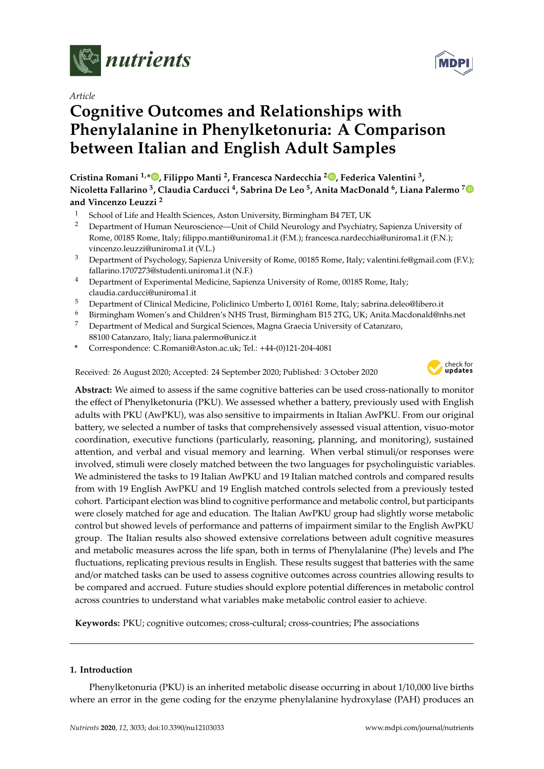*nutrients*

*Article*

# Cognitive Outcomes and Relationships with Phenylalanine in Phenylketonuria: A Comparison between Italian and English Adult Samples

**Cristina Romani [1,*], Filippo Manti [2], Francesca Nardecchia [2], Federica Valentini [3], Nicoletta Fallarino [3], Claudia Carducci [4], Sabrina De Leo [5], Anita MacDonald [6], Liana Palermo [7] and Vincenzo Leuzzi [2]**

1. School of Life and Health Sciences, Aston University, Birmingham B4 7ET, UK
2. Department of Human Neuroscience—Unit of Child Neurology and Psychiatry, Sapienza University of Rome, 00185 Rome, Italy; filippo.manti@uniroma1.it (F.M.); francesca.nardecchia@uniroma1.it (F.N.); vincenzo.leuzzi@uniroma1.it (V.L.)
3. Department of Psychology, Sapienza University of Rome, 00185 Rome, Italy; valentini.fe@gmail.com (F.V.); fallarino.1707273@studenti.uniroma1.it (N.F.)
4. Department of Experimental Medicine, Sapienza University of Rome, 00185 Rome, Italy; claudia.carducci@uniroma1.it
5. Department of Clinical Medicine, Policlinico Umberto I, 00161 Rome, Italy; sabrina.deleo@libero.it
6. Birmingham Women's and Children's NHS Trust, Birmingham B15 2TG, UK; Anita.Macdonald@nhs.net
7. Department of Medical and Surgical Sciences, Magna Graecia University of Catanzaro, 88100 Catanzaro, Italy; liana.palermo@unicz.it

\* Correspondence: C.Romani@Aston.ac.uk; Tel.: +44-(0)121-204-4081

Received: 26 August 2020; Accepted: 24 September 2020; Published: 3 October 2020

**Abstract:** We aimed to assess if the same cognitive batteries can be used cross-nationally to monitor the effect of Phenylketonuria (PKU). We assessed whether a battery, previously used with English adults with PKU (AwPKU), was also sensitive to impairments in Italian AwPKU. From our original battery, we selected a number of tasks that comprehensively assessed visual attention, visuo-motor coordination, executive functions (particularly, reasoning, planning, and monitoring), sustained attention, and verbal and visual memory and learning. When verbal stimuli/or responses were involved, stimuli were closely matched between the two languages for psycholinguistic variables. We administered the tasks to 19 Italian AwPKU and 19 Italian matched controls and compared results from with 19 English AwPKU and 19 English matched controls selected from a previously tested cohort. Participant election was blind to cognitive performance and metabolic control, but participants were closely matched for age and education. The Italian AwPKU group had slightly worse metabolic control but showed levels of performance and patterns of impairment similar to the English AwPKU group. The Italian results also showed extensive correlations between adult cognitive measures and metabolic measures across the life span, both in terms of Phenylalanine (Phe) levels and Phe fluctuations, replicating previous results in English. These results suggest that batteries with the same and/or matched tasks can be used to assess cognitive outcomes across countries allowing results to be compared and accrued. Future studies should explore potential differences in metabolic control across countries to understand what variables make metabolic control easier to achieve.

**Keywords:** PKU; cognitive outcomes; cross-cultural; cross-countries; Phe associations

## 1. Introduction

Phenylketonuria (PKU) is an inherited metabolic disease occurring in about 1/10,000 live births where an error in the gene coding for the enzyme phenylalanine hydroxylase (PAH) produces an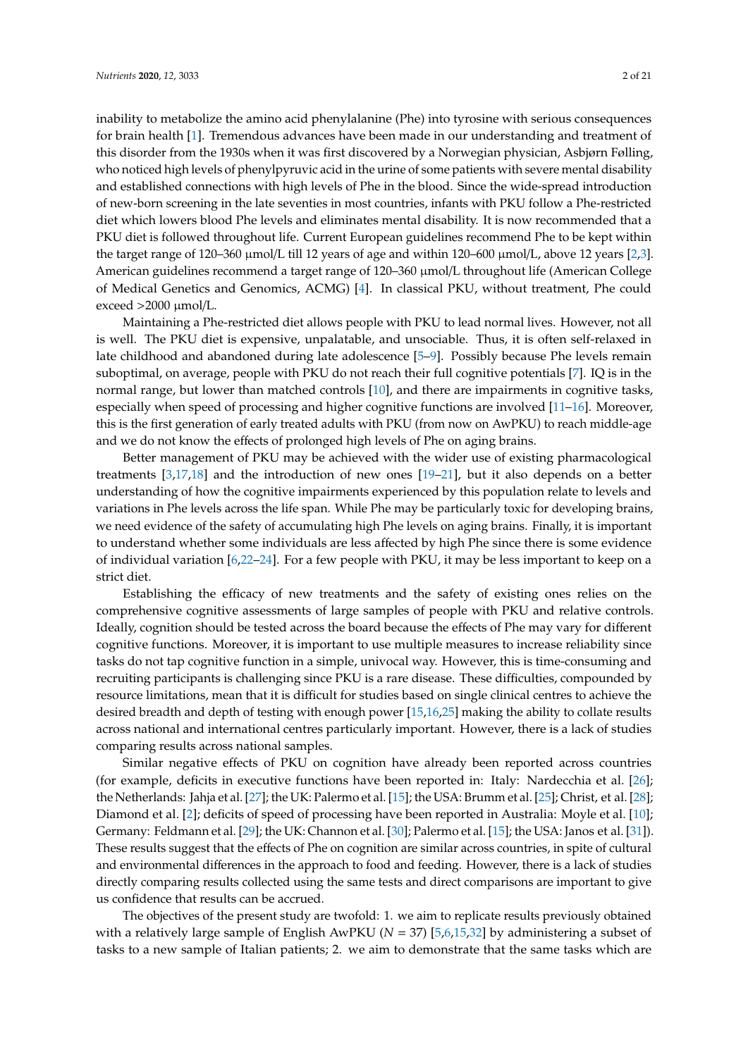inability to metabolize the amino acid phenylalanine (Phe) into tyrosine with serious consequences for brain health [1]. Tremendous advances have been made in our understanding and treatment of this disorder from the 1930s when it was first discovered by a Norwegian physician, Asbjørn Følling, who noticed high levels of phenylpyruvic acid in the urine of some patients with severe mental disability and established connections with high levels of Phe in the blood. Since the wide-spread introduction of new-born screening in the late seventies in most countries, infants with PKU follow a Phe-restricted diet which lowers blood Phe levels and eliminates mental disability. It is now recommended that a PKU diet is followed throughout life. Current European guidelines recommend Phe to be kept within the target range of 120–360 μmol/L till 12 years of age and within 120–600 μmol/L, above 12 years [2,3]. American guidelines recommend a target range of 120–360 μmol/L throughout life (American College of Medical Genetics and Genomics, ACMG) [4]. In classical PKU, without treatment, Phe could exceed >2000 μmol/L.

Maintaining a Phe-restricted diet allows people with PKU to lead normal lives. However, not all is well. The PKU diet is expensive, unpalatable, and unsociable. Thus, it is often self-relaxed in late childhood and abandoned during late adolescence [5–9]. Possibly because Phe levels remain suboptimal, on average, people with PKU do not reach their full cognitive potentials [7]. IQ is in the normal range, but lower than matched controls [10], and there are impairments in cognitive tasks, especially when speed of processing and higher cognitive functions are involved [11–16]. Moreover, this is the first generation of early treated adults with PKU (from now on AwPKU) to reach middle-age and we do not know the effects of prolonged high levels of Phe on aging brains.

Better management of PKU may be achieved with the wider use of existing pharmacological treatments [3,17,18] and the introduction of new ones [19–21], but it also depends on a better understanding of how the cognitive impairments experienced by this population relate to levels and variations in Phe levels across the life span. While Phe may be particularly toxic for developing brains, we need evidence of the safety of accumulating high Phe levels on aging brains. Finally, it is important to understand whether some individuals are less affected by high Phe since there is some evidence of individual variation [6,22–24]. For a few people with PKU, it may be less important to keep on a strict diet.

Establishing the efficacy of new treatments and the safety of existing ones relies on the comprehensive cognitive assessments of large samples of people with PKU and relative controls. Ideally, cognition should be tested across the board because the effects of Phe may vary for different cognitive functions. Moreover, it is important to use multiple measures to increase reliability since tasks do not tap cognitive function in a simple, univocal way. However, this is time-consuming and recruiting participants is challenging since PKU is a rare disease. These difficulties, compounded by resource limitations, mean that it is difficult for studies based on single clinical centres to achieve the desired breadth and depth of testing with enough power [15,16,25] making the ability to collate results across national and international centres particularly important. However, there is a lack of studies comparing results across national samples.

Similar negative effects of PKU on cognition have already been reported across countries (for example, deficits in executive functions have been reported in: Italy: Nardecchia et al. [26]; the Netherlands: Jahja et al. [27]; the UK: Palermo et al. [15]; the USA: Brumm et al. [25]; Christ, et al. [28]; Diamond et al. [2]; deficits of speed of processing have been reported in Australia: Moyle et al. [10]; Germany: Feldmann et al. [29]; the UK: Channon et al. [30]; Palermo et al. [15]; the USA: Janos et al. [31]). These results suggest that the effects of Phe on cognition are similar across countries, in spite of cultural and environmental differences in the approach to food and feeding. However, there is a lack of studies directly comparing results collected using the same tests and direct comparisons are important to give us confidence that results can be accrued.

The objectives of the present study are twofold: 1. we aim to replicate results previously obtained with a relatively large sample of English AwPKU (*N* = 37) [5,6,15,32] by administering a subset of tasks to a new sample of Italian patients; 2. we aim to demonstrate that the same tasks which are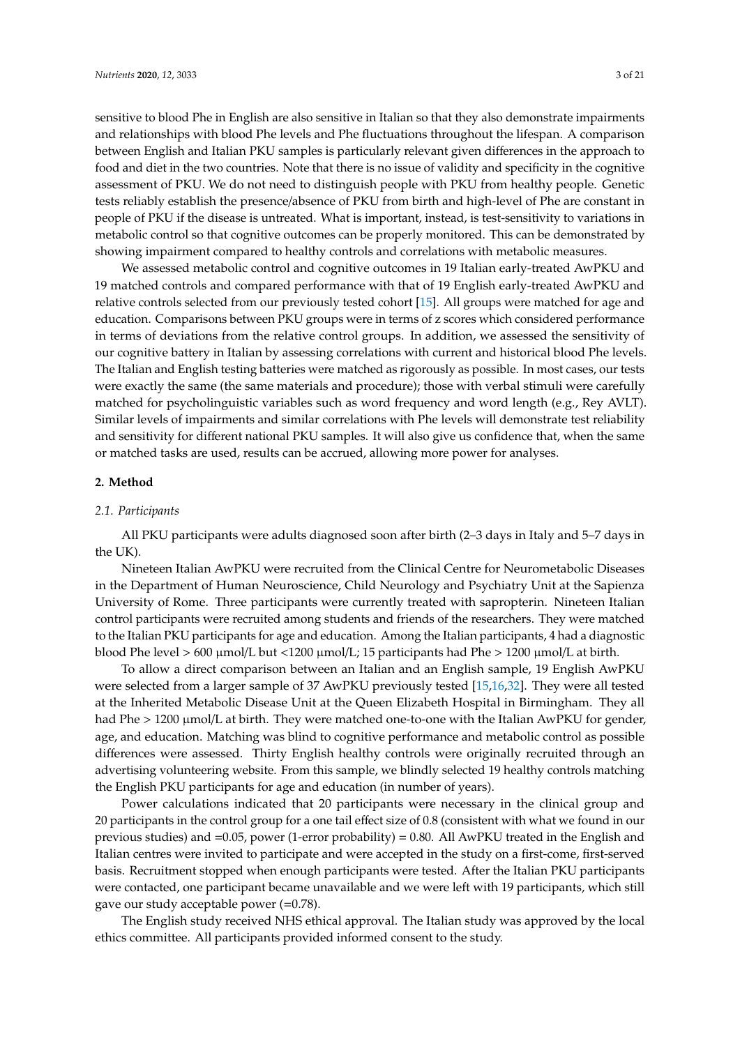sensitive to blood Phe in English are also sensitive in Italian so that they also demonstrate impairments and relationships with blood Phe levels and Phe fluctuations throughout the lifespan. A comparison between English and Italian PKU samples is particularly relevant given differences in the approach to food and diet in the two countries. Note that there is no issue of validity and specificity in the cognitive assessment of PKU. We do not need to distinguish people with PKU from healthy people. Genetic tests reliably establish the presence/absence of PKU from birth and high-level of Phe are constant in people of PKU if the disease is untreated. What is important, instead, is test-sensitivity to variations in metabolic control so that cognitive outcomes can be properly monitored. This can be demonstrated by showing impairment compared to healthy controls and correlations with metabolic measures.

We assessed metabolic control and cognitive outcomes in 19 Italian early-treated AwPKU and 19 matched controls and compared performance with that of 19 English early-treated AwPKU and relative controls selected from our previously tested cohort [15]. All groups were matched for age and education. Comparisons between PKU groups were in terms of z scores which considered performance in terms of deviations from the relative control groups. In addition, we assessed the sensitivity of our cognitive battery in Italian by assessing correlations with current and historical blood Phe levels. The Italian and English testing batteries were matched as rigorously as possible. In most cases, our tests were exactly the same (the same materials and procedure); those with verbal stimuli were carefully matched for psycholinguistic variables such as word frequency and word length (e.g., Rey AVLT). Similar levels of impairments and similar correlations with Phe levels will demonstrate test reliability and sensitivity for different national PKU samples. It will also give us confidence that, when the same or matched tasks are used, results can be accrued, allowing more power for analyses.

## 2. Method

### 2.1. Participants

All PKU participants were adults diagnosed soon after birth (2–3 days in Italy and 5–7 days in the UK).

Nineteen Italian AwPKU were recruited from the Clinical Centre for Neurometabolic Diseases in the Department of Human Neuroscience, Child Neurology and Psychiatry Unit at the Sapienza University of Rome. Three participants were currently treated with sapropterin. Nineteen Italian control participants were recruited among students and friends of the researchers. They were matched to the Italian PKU participants for age and education. Among the Italian participants, 4 had a diagnostic blood Phe level > 600 μmol/L but <1200 μmol/L; 15 participants had Phe > 1200 μmol/L at birth.

To allow a direct comparison between an Italian and an English sample, 19 English AwPKU were selected from a larger sample of 37 AwPKU previously tested [15,16,32]. They were all tested at the Inherited Metabolic Disease Unit at the Queen Elizabeth Hospital in Birmingham. They all had Phe > 1200 μmol/L at birth. They were matched one-to-one with the Italian AwPKU for gender, age, and education. Matching was blind to cognitive performance and metabolic control as possible differences were assessed. Thirty English healthy controls were originally recruited through an advertising volunteering website. From this sample, we blindly selected 19 healthy controls matching the English PKU participants for age and education (in number of years).

Power calculations indicated that 20 participants were necessary in the clinical group and 20 participants in the control group for a one tail effect size of 0.8 (consistent with what we found in our previous studies) and =0.05, power (1-error probability) = 0.80. All AwPKU treated in the English and Italian centres were invited to participate and were accepted in the study on a first-come, first-served basis. Recruitment stopped when enough participants were tested. After the Italian PKU participants were contacted, one participant became unavailable and we were left with 19 participants, which still gave our study acceptable power (=0.78).

The English study received NHS ethical approval. The Italian study was approved by the local ethics committee. All participants provided informed consent to the study.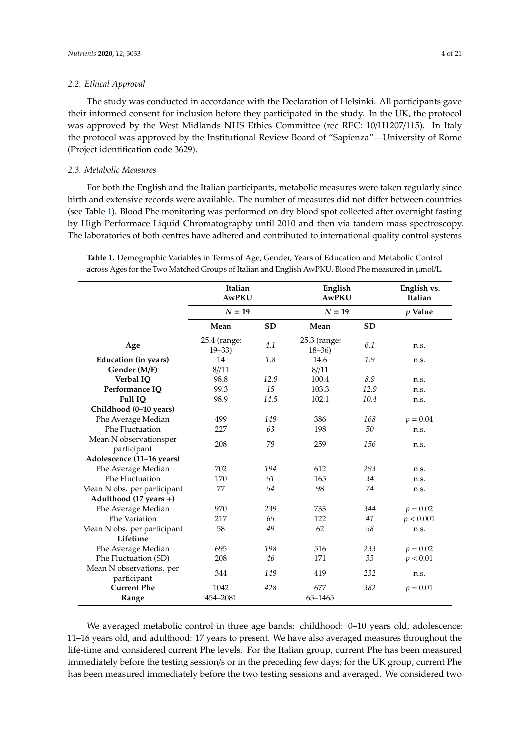### 2.2. Ethical Approval

The study was conducted in accordance with the Declaration of Helsinki. All participants gave their informed consent for inclusion before they participated in the study. In the UK, the protocol was approved by the West Midlands NHS Ethics Committee (rec REC: 10/H1207/115). In Italy the protocol was approved by the Institutional Review Board of "Sapienza"—University of Rome (Project identification code 3629).

### 2.3. Metabolic Measures

For both the English and the Italian participants, metabolic measures were taken regularly since birth and extensive records were available. The number of measures did not differ between countries (see Table 1). Blood Phe monitoring was performed on dry blood spot collected after overnight fasting by High Performace Liquid Chromatography until 2010 and then via tandem mass spectroscopy. The laboratories of both centres have adhered and contributed to international quality control systems

**Table 1.** Demographic Variables in Terms of Age, Gender, Years of Education and Metabolic Control across Ages for the Two Matched Groups of Italian and English AwPKU. Blood Phe measured in µmol/L.

| | Italian AwPKU | | English AwPKU | | English vs. Italian |
|---|---|---|---|---|---|
| | $N = 19$ | | $N = 19$ | | $p$ Value |
| | Mean | SD | Mean | SD | |
| **Age** | 25.4 (range: 19–33) | *4.1* | 25.3 (range: 18–36) | *6.1* | n.s. |
| **Education (in years)** | 14 | *1.8* | 14.6 | *1.9* | n.s. |
| **Gender (M/F)** | 8//11 | | 8//11 | | |
| **Verbal IQ** | 98.8 | *12.9* | 100.4 | *8.9* | n.s. |
| **Performance IQ** | 99.3 | *15* | 103.3 | *12.9* | n.s. |
| **Full IQ** | 98.9 | *14.5* | 102.1 | *10.4* | n.s. |
| **Childhood (0–10 years)** | | | | | |
| Phe Average Median | 499 | *149* | 386 | *168* | $p = 0.04$ |
| Phe Fluctuation | 227 | *63* | 198 | *50* | n.s. |
| Mean N observationsper participant | 208 | *79* | 259 | *156* | n.s. |
| **Adolescence (11–16 years)** | | | | | |
| Phe Average Median | 702 | *194* | 612 | *293* | n.s. |
| Phe Fluctuation | 170 | *51* | 165 | *34* | n.s. |
| Mean N obs. per participant | *77* | *54* | 98 | *74* | n.s. |
| **Adulthood (17 years +)** | | | | | |
| Phe Average Median | 970 | *239* | 733 | *344* | $p = 0.02$ |
| Phe Variation | 217 | *65* | 122 | *41* | $p < 0.001$ |
| Mean N obs. per participant | 58 | *49* | 62 | *58* | n.s. |
| **Lifetime** | | | | | |
| Phe Average Median | 695 | *198* | 516 | *233* | $p = 0.02$ |
| Phe Fluctuation (SD) | 208 | *46* | 171 | *33* | $p < 0.01$ |
| Mean N observations. per participant | 344 | *149* | 419 | *232* | n.s. |
| **Current Phe** | 1042 | *428* | 677 | *382* | $p = 0.01$ |
| **Range** | 454–2081 | | 65–1465 | | |

We averaged metabolic control in three age bands: childhood: 0–10 years old, adolescence: 11–16 years old, and adulthood: 17 years to present. We have also averaged measures throughout the life-time and considered current Phe levels. For the Italian group, current Phe has been measured immediately before the testing session/s or in the preceding few days; for the UK group, current Phe has been measured immediately before the two testing sessions and averaged. We considered two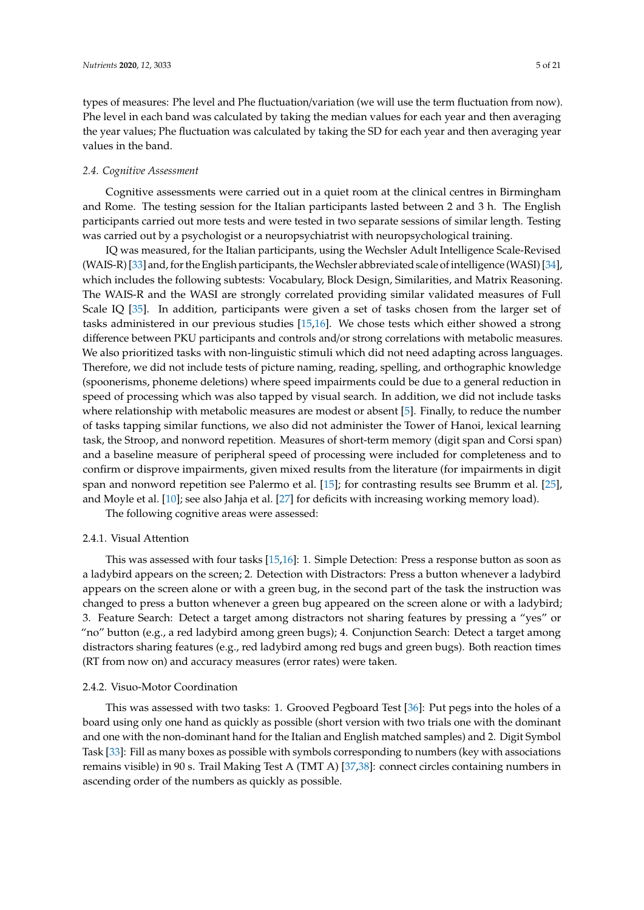types of measures: Phe level and Phe fluctuation/variation (we will use the term fluctuation from now). Phe level in each band was calculated by taking the median values for each year and then averaging the year values; Phe fluctuation was calculated by taking the SD for each year and then averaging year values in the band.

### *2.4. Cognitive Assessment*

Cognitive assessments were carried out in a quiet room at the clinical centres in Birmingham and Rome. The testing session for the Italian participants lasted between 2 and 3 h. The English participants carried out more tests and were tested in two separate sessions of similar length. Testing was carried out by a psychologist or a neuropsychiatrist with neuropsychological training.

IQ was measured, for the Italian participants, using the Wechsler Adult Intelligence Scale-Revised (WAIS-R) [33] and, for the English participants, the Wechsler abbreviated scale of intelligence (WASI) [34], which includes the following subtests: Vocabulary, Block Design, Similarities, and Matrix Reasoning. The WAIS-R and the WASI are strongly correlated providing similar validated measures of Full Scale IQ [35]. In addition, participants were given a set of tasks chosen from the larger set of tasks administered in our previous studies [15,16]. We chose tests which either showed a strong difference between PKU participants and controls and/or strong correlations with metabolic measures. We also prioritized tasks with non-linguistic stimuli which did not need adapting across languages. Therefore, we did not include tests of picture naming, reading, spelling, and orthographic knowledge (spoonerisms, phoneme deletions) where speed impairments could be due to a general reduction in speed of processing which was also tapped by visual search. In addition, we did not include tasks where relationship with metabolic measures are modest or absent [5]. Finally, to reduce the number of tasks tapping similar functions, we also did not administer the Tower of Hanoi, lexical learning task, the Stroop, and nonword repetition. Measures of short-term memory (digit span and Corsi span) and a baseline measure of peripheral speed of processing were included for completeness and to confirm or disprove impairments, given mixed results from the literature (for impairments in digit span and nonword repetition see Palermo et al. [15]; for contrasting results see Brumm et al. [25], and Moyle et al. [10]; see also Jahja et al. [27] for deficits with increasing working memory load).

The following cognitive areas were assessed:

#### 2.4.1. Visual Attention

This was assessed with four tasks [15,16]: 1. Simple Detection: Press a response button as soon as a ladybird appears on the screen; 2. Detection with Distractors: Press a button whenever a ladybird appears on the screen alone or with a green bug, in the second part of the task the instruction was changed to press a button whenever a green bug appeared on the screen alone or with a ladybird; 3. Feature Search: Detect a target among distractors not sharing features by pressing a "yes" or "no" button (e.g., a red ladybird among green bugs); 4. Conjunction Search: Detect a target among distractors sharing features (e.g., red ladybird among red bugs and green bugs). Both reaction times (RT from now on) and accuracy measures (error rates) were taken.

#### 2.4.2. Visuo-Motor Coordination

This was assessed with two tasks: 1. Grooved Pegboard Test [36]: Put pegs into the holes of a board using only one hand as quickly as possible (short version with two trials one with the dominant and one with the non-dominant hand for the Italian and English matched samples) and 2. Digit Symbol Task [33]: Fill as many boxes as possible with symbols corresponding to numbers (key with associations remains visible) in 90 s. Trail Making Test A (TMT A) [37,38]: connect circles containing numbers in ascending order of the numbers as quickly as possible.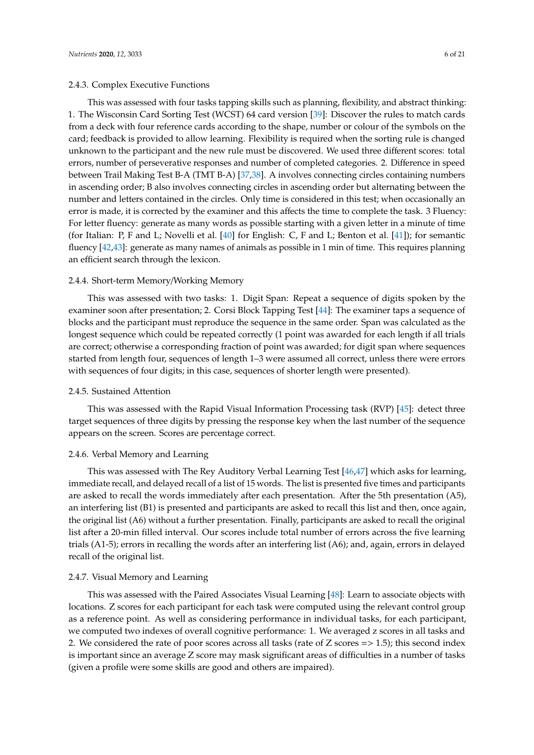#### 2.4.3. Complex Executive Functions

This was assessed with four tasks tapping skills such as planning, flexibility, and abstract thinking: 1. The Wisconsin Card Sorting Test (WCST) 64 card version [39]: Discover the rules to match cards from a deck with four reference cards according to the shape, number or colour of the symbols on the card; feedback is provided to allow learning. Flexibility is required when the sorting rule is changed unknown to the participant and the new rule must be discovered. We used three different scores: total errors, number of perseverative responses and number of completed categories. 2. Difference in speed between Trail Making Test B-A (TMT B-A) [37,38]. A involves connecting circles containing numbers in ascending order; B also involves connecting circles in ascending order but alternating between the number and letters contained in the circles. Only time is considered in this test; when occasionally an error is made, it is corrected by the examiner and this affects the time to complete the task. 3 Fluency: For letter fluency: generate as many words as possible starting with a given letter in a minute of time (for Italian: P, F and L; Novelli et al. [40] for English: C, F and L; Benton et al. [41]); for semantic fluency [42,43]: generate as many names of animals as possible in 1 min of time. This requires planning an efficient search through the lexicon.

#### 2.4.4. Short-term Memory/Working Memory

This was assessed with two tasks: 1. Digit Span: Repeat a sequence of digits spoken by the examiner soon after presentation; 2. Corsi Block Tapping Test [44]: The examiner taps a sequence of blocks and the participant must reproduce the sequence in the same order. Span was calculated as the longest sequence which could be repeated correctly (1 point was awarded for each length if all trials are correct; otherwise a corresponding fraction of point was awarded; for digit span where sequences started from length four, sequences of length 1–3 were assumed all correct, unless there were errors with sequences of four digits; in this case, sequences of shorter length were presented).

#### 2.4.5. Sustained Attention

This was assessed with the Rapid Visual Information Processing task (RVP) [45]: detect three target sequences of three digits by pressing the response key when the last number of the sequence appears on the screen. Scores are percentage correct.

#### 2.4.6. Verbal Memory and Learning

This was assessed with The Rey Auditory Verbal Learning Test [46,47] which asks for learning, immediate recall, and delayed recall of a list of 15 words. The list is presented five times and participants are asked to recall the words immediately after each presentation. After the 5th presentation (A5), an interfering list (B1) is presented and participants are asked to recall this list and then, once again, the original list (A6) without a further presentation. Finally, participants are asked to recall the original list after a 20-min filled interval. Our scores include total number of errors across the five learning trials (A1-5); errors in recalling the words after an interfering list (A6); and, again, errors in delayed recall of the original list.

#### 2.4.7. Visual Memory and Learning

This was assessed with the Paired Associates Visual Learning [48]: Learn to associate objects with locations. Z scores for each participant for each task were computed using the relevant control group as a reference point. As well as considering performance in individual tasks, for each participant, we computed two indexes of overall cognitive performance: 1. We averaged z scores in all tasks and 2. We considered the rate of poor scores across all tasks (rate of Z scores => 1.5); this second index is important since an average Z score may mask significant areas of difficulties in a number of tasks (given a profile were some skills are good and others are impaired).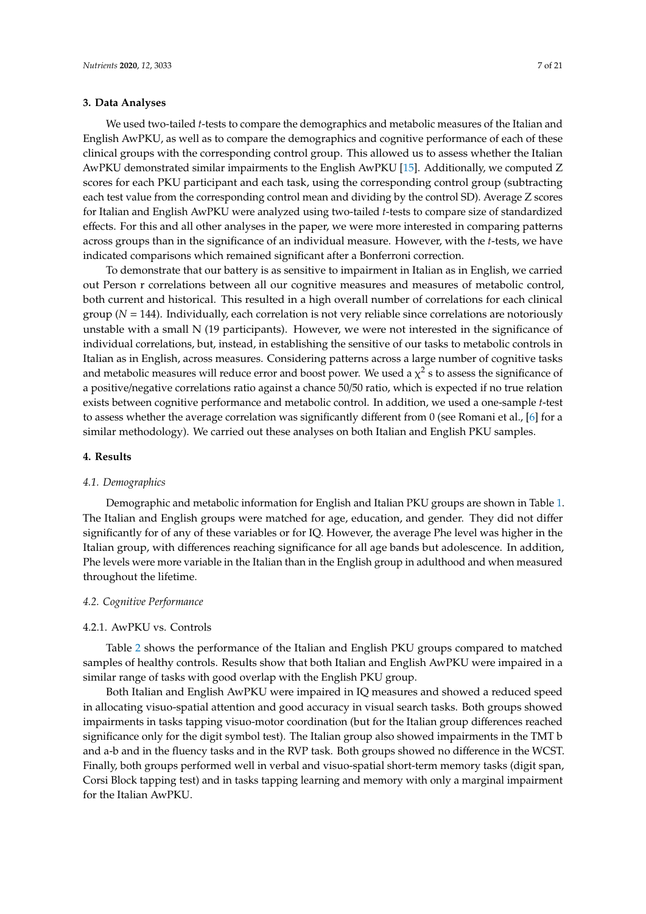## 3. Data Analyses

We used two-tailed *t*-tests to compare the demographics and metabolic measures of the Italian and English AwPKU, as well as to compare the demographics and cognitive performance of each of these clinical groups with the corresponding control group. This allowed us to assess whether the Italian AwPKU demonstrated similar impairments to the English AwPKU [15]. Additionally, we computed Z scores for each PKU participant and each task, using the corresponding control group (subtracting each test value from the corresponding control mean and dividing by the control SD). Average Z scores for Italian and English AwPKU were analyzed using two-tailed *t*-tests to compare size of standardized effects. For this and all other analyses in the paper, we were more interested in comparing patterns across groups than in the significance of an individual measure. However, with the *t*-tests, we have indicated comparisons which remained significant after a Bonferroni correction.

To demonstrate that our battery is as sensitive to impairment in Italian as in English, we carried out Person r correlations between all our cognitive measures and measures of metabolic control, both current and historical. This resulted in a high overall number of correlations for each clinical group ($N = 144$). Individually, each correlation is not very reliable since correlations are notoriously unstable with a small N (19 participants). However, we were not interested in the significance of individual correlations, but, instead, in establishing the sensitive of our tasks to metabolic controls in Italian as in English, across measures. Considering patterns across a large number of cognitive tasks and metabolic measures will reduce error and boost power. We used a $\chi^2$ s to assess the significance of a positive/negative correlations ratio against a chance 50/50 ratio, which is expected if no true relation exists between cognitive performance and metabolic control. In addition, we used a one-sample *t*-test to assess whether the average correlation was significantly different from 0 (see Romani et al., [6] for a similar methodology). We carried out these analyses on both Italian and English PKU samples.

## 4. Results

### *4.1. Demographics*

Demographic and metabolic information for English and Italian PKU groups are shown in Table 1. The Italian and English groups were matched for age, education, and gender. They did not differ significantly for of any of these variables or for IQ. However, the average Phe level was higher in the Italian group, with differences reaching significance for all age bands but adolescence. In addition, Phe levels were more variable in the Italian than in the English group in adulthood and when measured throughout the lifetime.

### *4.2. Cognitive Performance*

#### 4.2.1. AwPKU vs. Controls

Table 2 shows the performance of the Italian and English PKU groups compared to matched samples of healthy controls. Results show that both Italian and English AwPKU were impaired in a similar range of tasks with good overlap with the English PKU group.

Both Italian and English AwPKU were impaired in IQ measures and showed a reduced speed in allocating visuo-spatial attention and good accuracy in visual search tasks. Both groups showed impairments in tasks tapping visuo-motor coordination (but for the Italian group differences reached significance only for the digit symbol test). The Italian group also showed impairments in the TMT b and a-b and in the fluency tasks and in the RVP task. Both groups showed no difference in the WCST. Finally, both groups performed well in verbal and visuo-spatial short-term memory tasks (digit span, Corsi Block tapping test) and in tasks tapping learning and memory with only a marginal impairment for the Italian AwPKU.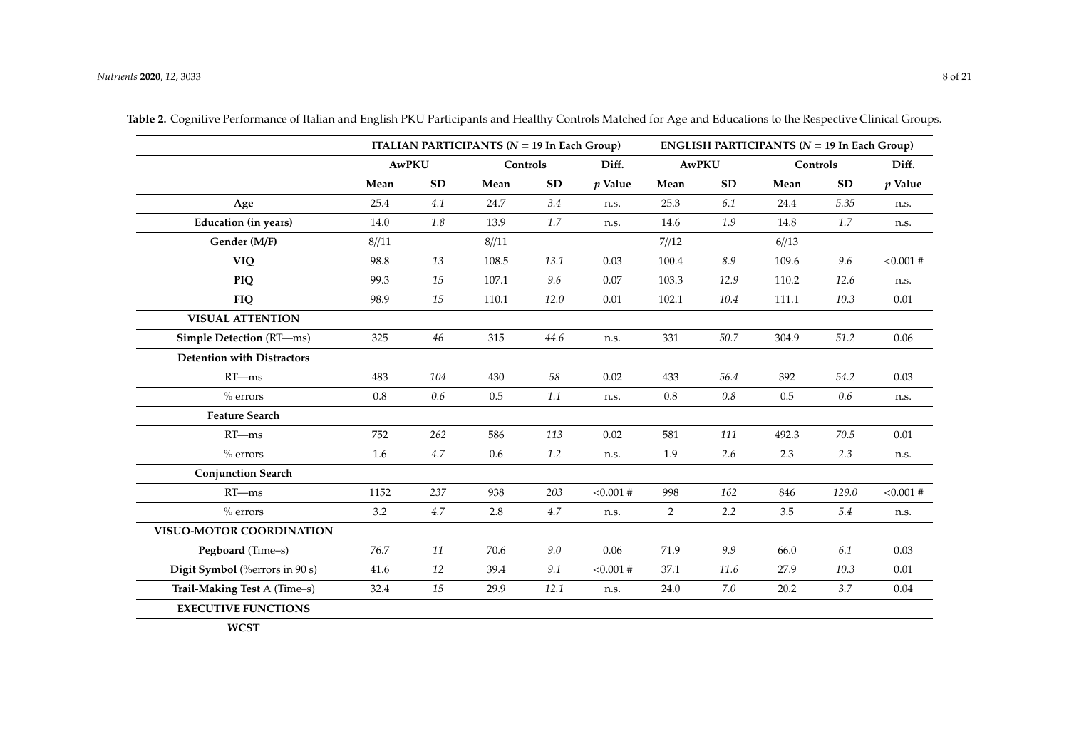**Table 2.** Cognitive Performance of Italian and English PKU Participants and Healthy Controls Matched for Age and Educations to the Respective Clinical Groups.

| | ITALIAN PARTICIPANTS ($N$ = 19 In Each Group) | | | | | ENGLISH PARTICIPANTS ($N$ = 19 In Each Group) | | | | |
|---|---|---|---|---|---|---|---|---|---|---|
| | AwPKU | | Controls | | Diff. | AwPKU | | Controls | | Diff. |
| | Mean | SD | Mean | SD | *p* Value | Mean | SD | Mean | SD | *p* Value |
| **Age** | 25.4 | *4.1* | 24.7 | *3.4* | n.s. | 25.3 | *6.1* | 24.4 | *5.35* | n.s. |
| **Education (in years)** | 14.0 | *1.8* | 13.9 | *1.7* | n.s. | 14.6 | *1.9* | 14.8 | *1.7* | n.s. |
| **Gender (M/F)** | 8//11 | | 8//11 | | | 7//12 | | 6//13 | | |
| **VIQ** | 98.8 | *13* | 108.5 | *13.1* | 0.03 | 100.4 | *8.9* | 109.6 | *9.6* | <0.001 # |
| **PIQ** | 99.3 | *15* | 107.1 | *9.6* | 0.07 | 103.3 | *12.9* | 110.2 | *12.6* | n.s. |
| **FIQ** | 98.9 | *15* | 110.1 | *12.0* | 0.01 | 102.1 | *10.4* | 111.1 | *10.3* | 0.01 |
| **VISUAL ATTENTION** | | | | | | | | | | |
| **Simple Detection** (RT—ms) | 325 | *46* | 315 | *44.6* | n.s. | 331 | *50.7* | 304.9 | *51.2* | 0.06 |
| **Detention with Distractors** | | | | | | | | | | |
| RT—ms | 483 | *104* | 430 | *58* | 0.02 | 433 | *56.4* | 392 | *54.2* | 0.03 |
| % errors | 0.8 | *0.6* | 0.5 | *1.1* | n.s. | 0.8 | *0.8* | 0.5 | *0.6* | n.s. |
| **Feature Search** | | | | | | | | | | |
| RT—ms | 752 | *262* | 586 | *113* | 0.02 | 581 | *111* | 492.3 | *70.5* | 0.01 |
| % errors | 1.6 | *4.7* | 0.6 | *1.2* | n.s. | 1.9 | *2.6* | 2.3 | *2.3* | n.s. |
| **Conjunction Search** | | | | | | | | | | |
| RT—ms | 1152 | *237* | 938 | *203* | <0.001 # | 998 | *162* | 846 | *129.0* | <0.001 # |
| % errors | 3.2 | *4.7* | 2.8 | *4.7* | n.s. | 2 | *2.2* | 3.5 | *5.4* | n.s. |
| **VISUO-MOTOR COORDINATION** | | | | | | | | | | |
| **Pegboard** (Time–s) | 76.7 | *11* | 70.6 | *9.0* | 0.06 | 71.9 | *9.9* | 66.0 | *6.1* | 0.03 |
| **Digit Symbol** (%errors in 90 s) | 41.6 | *12* | 39.4 | *9.1* | <0.001 # | 37.1 | *11.6* | 27.9 | *10.3* | 0.01 |
| **Trail-Making Test** A (Time–s) | 32.4 | *15* | 29.9 | *12.1* | n.s. | 24.0 | *7.0* | 20.2 | *3.7* | 0.04 |
| **EXECUTIVE FUNCTIONS** | | | | | | | | | | |
| **WCST** | | | | | | | | | | |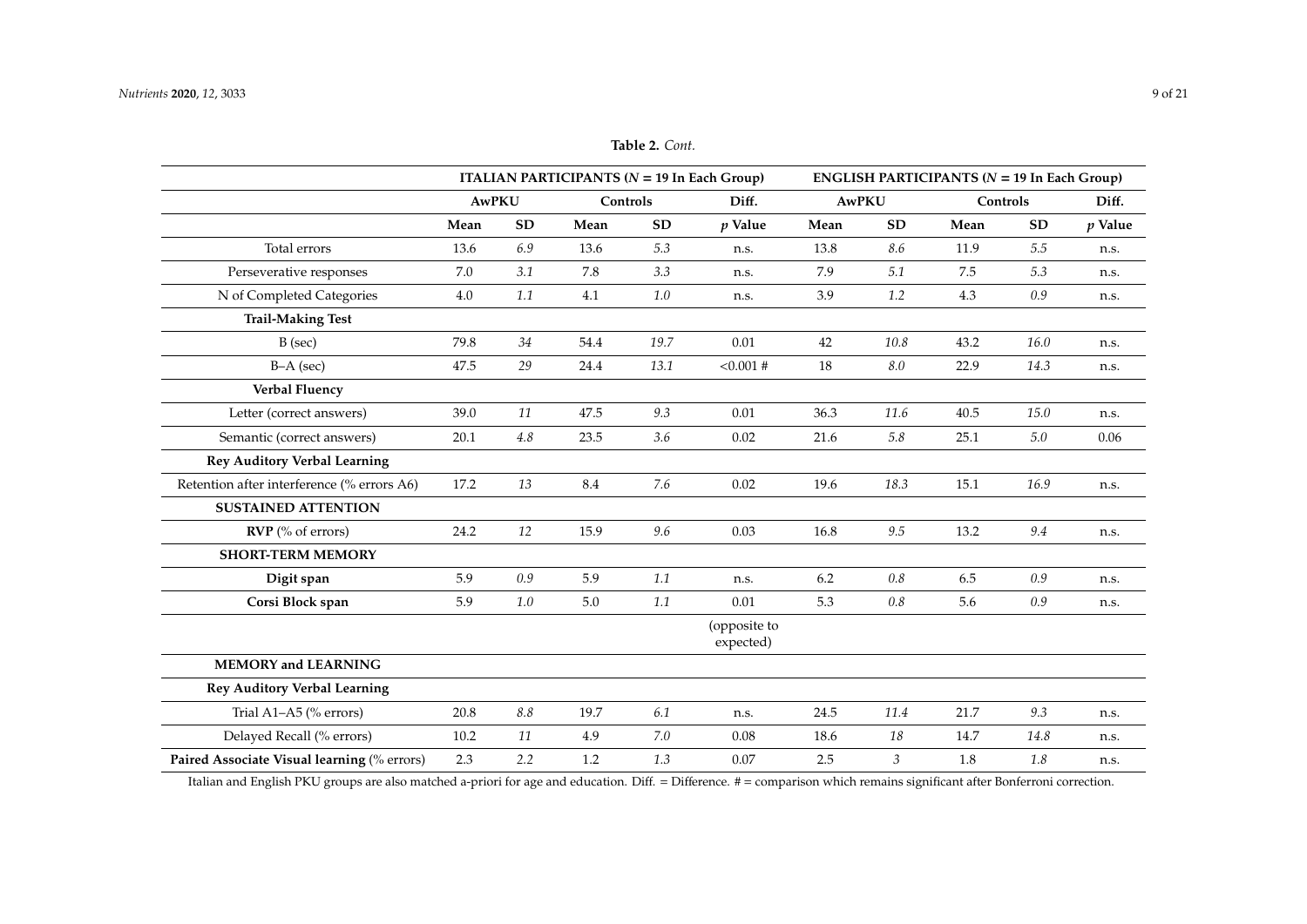**Table 2.** *Cont.*

| | ITALIAN PARTICIPANTS ($N$ = 19 In Each Group) | | | | | ENGLISH PARTICIPANTS ($N$ = 19 In Each Group) | | | | |
|---|---|---|---|---|---|---|---|---|---|---|
| | AwPKU | | Controls | | Diff. | AwPKU | | Controls | | Diff. |
| | Mean | SD | Mean | SD | *p* Value | Mean | SD | Mean | SD | *p* Value |
| Total errors | 13.6 | *6.9* | 13.6 | *5.3* | n.s. | 13.8 | *8.6* | 11.9 | *5.5* | n.s. |
| Perseverative responses | 7.0 | *3.1* | 7.8 | *3.3* | n.s. | 7.9 | *5.1* | 7.5 | *5.3* | n.s. |
| N of Completed Categories | 4.0 | *1.1* | 4.1 | *1.0* | n.s. | 3.9 | *1.2* | 4.3 | *0.9* | n.s. |
| **Trail-Making Test** | | | | | | | | | | |
| B (sec) | 79.8 | *34* | 54.4 | *19.7* | 0.01 | 42 | *10.8* | 43.2 | *16.0* | n.s. |
| B–A (sec) | 47.5 | *29* | 24.4 | *13.1* | <0.001 # | 18 | *8.0* | 22.9 | *14.3* | n.s. |
| **Verbal Fluency** | | | | | | | | | | |
| Letter (correct answers) | 39.0 | *11* | 47.5 | *9.3* | 0.01 | 36.3 | *11.6* | 40.5 | *15.0* | n.s. |
| Semantic (correct answers) | 20.1 | *4.8* | 23.5 | *3.6* | 0.02 | 21.6 | *5.8* | 25.1 | *5.0* | 0.06 |
| **Rey Auditory Verbal Learning** | | | | | | | | | | |
| Retention after interference (% errors A6) | 17.2 | *13* | 8.4 | *7.6* | 0.02 | 19.6 | *18.3* | 15.1 | *16.9* | n.s. |
| **SUSTAINED ATTENTION** | | | | | | | | | | |
| **RVP** (% of errors) | 24.2 | *12* | 15.9 | *9.6* | 0.03 | 16.8 | *9.5* | 13.2 | *9.4* | n.s. |
| **SHORT-TERM MEMORY** | | | | | | | | | | |
| **Digit span** | 5.9 | *0.9* | 5.9 | *1.1* | n.s. | 6.2 | *0.8* | 6.5 | *0.9* | n.s. |
| **Corsi Block span** | 5.9 | *1.0* | 5.0 | *1.1* | 0.01 (opposite to expected) | 5.3 | *0.8* | 5.6 | *0.9* | n.s. |
| **MEMORY and LEARNING** | | | | | | | | | | |
| **Rey Auditory Verbal Learning** | | | | | | | | | | |
| Trial A1–A5 (% errors) | 20.8 | *8.8* | 19.7 | *6.1* | n.s. | 24.5 | *11.4* | 21.7 | *9.3* | n.s. |
| Delayed Recall (% errors) | 10.2 | *11* | 4.9 | *7.0* | 0.08 | 18.6 | *18* | 14.7 | *14.8* | n.s. |
| **Paired Associate Visual learning** (% errors) | 2.3 | *2.2* | 1.2 | *1.3* | 0.07 | 2.5 | *3* | 1.8 | *1.8* | n.s. |

Italian and English PKU groups are also matched a-priori for age and education. Diff. = Difference. # = comparison which remains significant after Bonferroni correction.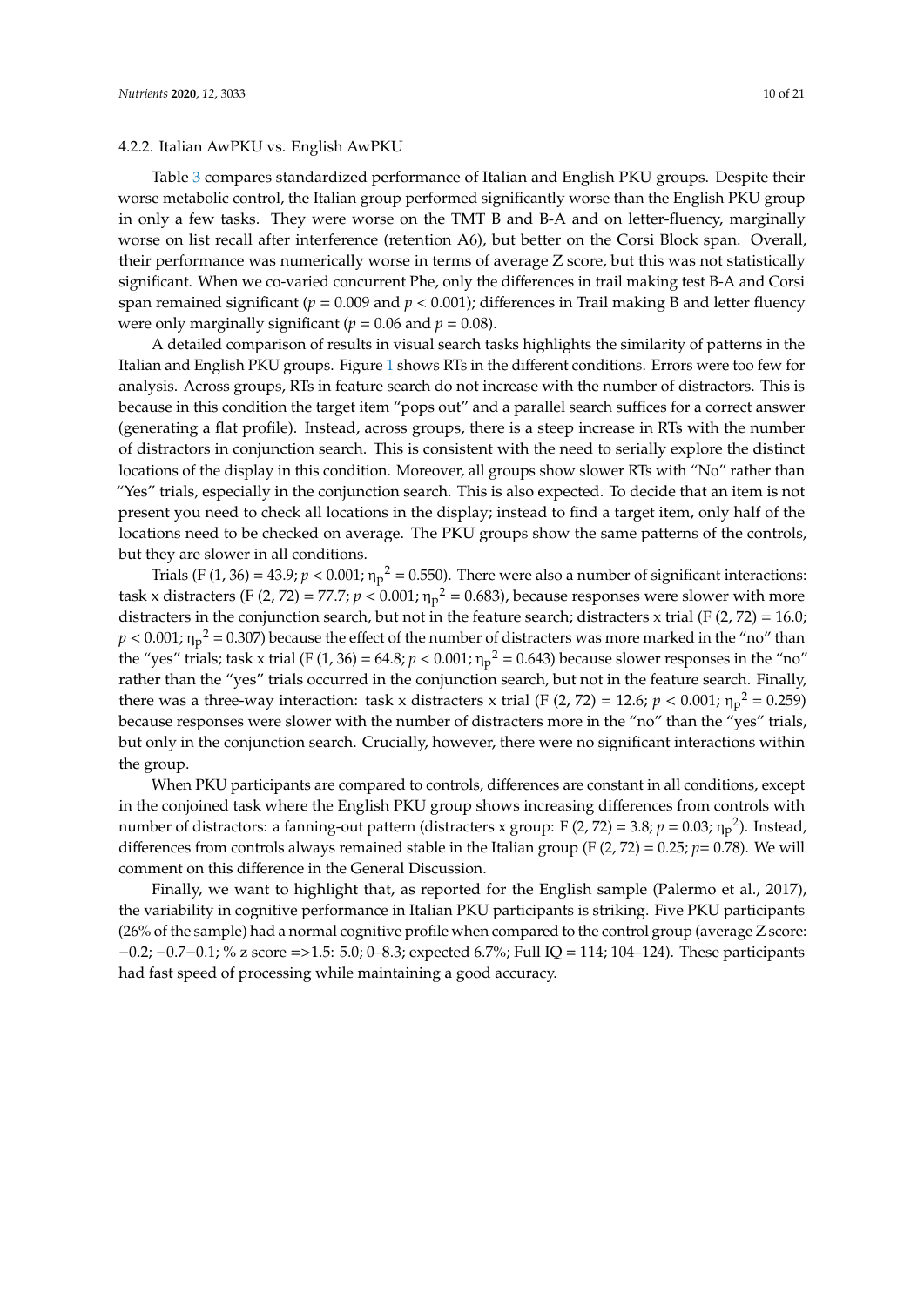#### 4.2.2. Italian AwPKU vs. English AwPKU

Table 3 compares standardized performance of Italian and English PKU groups. Despite their worse metabolic control, the Italian group performed significantly worse than the English PKU group in only a few tasks. They were worse on the TMT B and B-A and on letter-fluency, marginally worse on list recall after interference (retention A6), but better on the Corsi Block span. Overall, their performance was numerically worse in terms of average Z score, but this was not statistically significant. When we co-varied concurrent Phe, only the differences in trail making test B-A and Corsi span remained significant ($p = 0.009$ and $p < 0.001$); differences in Trail making B and letter fluency were only marginally significant ($p = 0.06$ and $p = 0.08$).

A detailed comparison of results in visual search tasks highlights the similarity of patterns in the Italian and English PKU groups. Figure 1 shows RTs in the different conditions. Errors were too few for analysis. Across groups, RTs in feature search do not increase with the number of distractors. This is because in this condition the target item "pops out" and a parallel search suffices for a correct answer (generating a flat profile). Instead, across groups, there is a steep increase in RTs with the number of distractors in conjunction search. This is consistent with the need to serially explore the distinct locations of the display in this condition. Moreover, all groups show slower RTs with "No" rather than "Yes" trials, especially in the conjunction search. This is also expected. To decide that an item is not present you need to check all locations in the display; instead to find a target item, only half of the locations need to be checked on average. The PKU groups show the same patterns of the controls, but they are slower in all conditions.

Trials ($F$ (1, 36) = 43.9; $p < 0.001$; $\eta_p^2 = 0.550$). There were also a number of significant interactions: task x distracters ($F$ (2, 72) = 77.7; $p < 0.001$; $\eta_p^2 = 0.683$), because responses were slower with more distracters in the conjunction search, but not in the feature search; distracters x trial ($F$ (2, 72) = 16.0; $p < 0.001$; $\eta_p^2 = 0.307$) because the effect of the number of distracters was more marked in the "no" than the "yes" trials; task x trial ($F$ (1, 36) = 64.8; $p < 0.001$; $\eta_p^2 = 0.643$) because slower responses in the "no" rather than the "yes" trials occurred in the conjunction search, but not in the feature search. Finally, there was a three-way interaction: task x distracters x trial ($F$ (2, 72) = 12.6; $p < 0.001$; $\eta_p^2 = 0.259$) because responses were slower with the number of distracters more in the "no" than the "yes" trials, but only in the conjunction search. Crucially, however, there were no significant interactions within the group.

When PKU participants are compared to controls, differences are constant in all conditions, except in the conjoined task where the English PKU group shows increasing differences from controls with number of distractors: a fanning-out pattern (distracters x group: $F$ (2, 72) = 3.8; $p = 0.03$; $\eta_p^2$). Instead, differences from controls always remained stable in the Italian group ($F$ (2, 72) = 0.25; $p = 0.78$). We will comment on this difference in the General Discussion.

Finally, we want to highlight that, as reported for the English sample (Palermo et al., 2017), the variability in cognitive performance in Italian PKU participants is striking. Five PKU participants (26% of the sample) had a normal cognitive profile when compared to the control group (average Z score: −0.2; −0.7−0.1; % z score =>1.5: 5.0; 0–8.3; expected 6.7%; Full IQ = 114; 104–124). These participants had fast speed of processing while maintaining a good accuracy.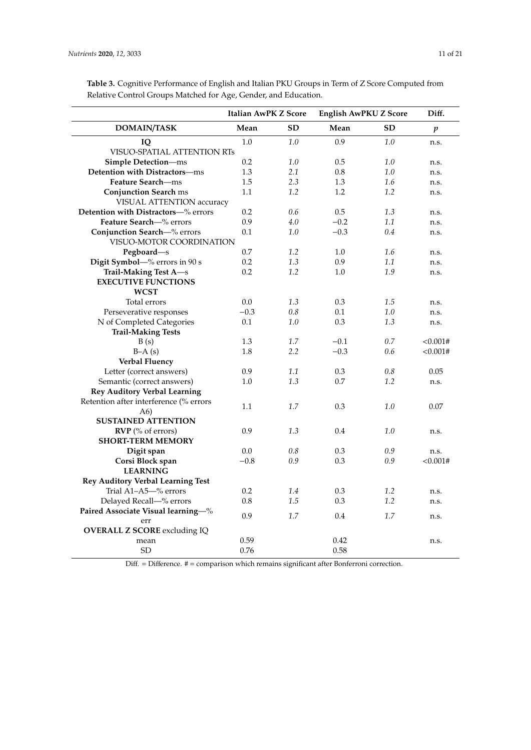**Table 3.** Cognitive Performance of English and Italian PKU Groups in Term of Z Score Computed from Relative Control Groups Matched for Age, Gender, and Education.

| | Italian AwPK Z Score | | English AwPKU Z Score | | Diff. |
|---|---|---|---|---|---|
| **DOMAIN/TASK** | **Mean** | **SD** | **Mean** | **SD** | ***p*** |
| **IQ** | 1.0 | *1.0* | 0.9 | *1.0* | n.s. |
| VISUO-SPATIAL ATTENTION RTs | | | | | |
| **Simple Detection**—ms | 0.2 | *1.0* | 0.5 | *1.0* | n.s. |
| **Detention with Distractors**—ms | 1.3 | *2.1* | 0.8 | *1.0* | n.s. |
| **Feature Search**—ms | 1.5 | *2.3* | 1.3 | *1.6* | n.s. |
| **Conjunction Search** ms | 1.1 | *1.2* | 1.2 | *1.2* | n.s. |
| VISUAL ATTENTION accuracy | | | | | |
| **Detention with Distractors**—% errors | 0.2 | *0.6* | 0.5 | *1.3* | n.s. |
| **Feature Search**—% errors | 0.9 | *4.0* | −0.2 | *1.1* | n.s. |
| **Conjunction Search**—% errors | 0.1 | *1.0* | −0.3 | *0.4* | n.s. |
| VISUO-MOTOR COORDINATION | | | | | |
| **Pegboard**—s | 0.7 | *1.2* | 1.0 | *1.6* | n.s. |
| **Digit Symbol**—% errors in 90 s | 0.2 | *1.3* | 0.9 | *1.1* | n.s. |
| **Trail-Making Test A**—s | 0.2 | *1.2* | 1.0 | *1.9* | n.s. |
| **EXECUTIVE FUNCTIONS** | | | | | |
| **WCST** | | | | | |
| Total errors | 0.0 | *1.3* | 0.3 | *1.5* | n.s. |
| Perseverative responses | −0.3 | *0.8* | 0.1 | *1.0* | n.s. |
| N of Completed Categories | 0.1 | *1.0* | 0.3 | *1.3* | n.s. |
| **Trail-Making Tests** | | | | | |
| B (s) | 1.3 | *1.7* | −0.1 | *0.7* | <0.001# |
| B–A (s) | 1.8 | *2.2* | −0.3 | *0.6* | <0.001# |
| **Verbal Fluency** | | | | | |
| Letter (correct answers) | 0.9 | *1.1* | 0.3 | *0.8* | 0.05 |
| Semantic (correct answers) | 1.0 | *1.3* | 0.7 | *1.2* | n.s. |
| **Rey Auditory Verbal Learning** | | | | | |
| Retention after interference (% errors A6) | 1.1 | *1.7* | 0.3 | *1.0* | 0.07 |
| **SUSTAINED ATTENTION** | | | | | |
| **RVP** (% of errors) | 0.9 | *1.3* | 0.4 | *1.0* | n.s. |
| **SHORT-TERM MEMORY** | | | | | |
| **Digit span** | 0.0 | *0.8* | 0.3 | *0.9* | n.s. |
| **Corsi Block span** | −0.8 | *0.9* | 0.3 | *0.9* | <0.001# |
| **LEARNING** | | | | | |
| **Rey Auditory Verbal Learning Test** | | | | | |
| Trial A1–A5—% errors | 0.2 | *1.4* | 0.3 | *1.2* | n.s. |
| Delayed Recall—% errors | 0.8 | *1.5* | 0.3 | *1.2* | n.s. |
| **Paired Associate Visual learning**—% err | 0.9 | *1.7* | 0.4 | *1.7* | n.s. |
| **OVERALL Z SCORE** excluding IQ | | | | | |
| mean | 0.59 | | 0.42 | | n.s. |
| SD | 0.76 | | 0.58 | | |

Diff. = Difference. # = comparison which remains significant after Bonferroni correction.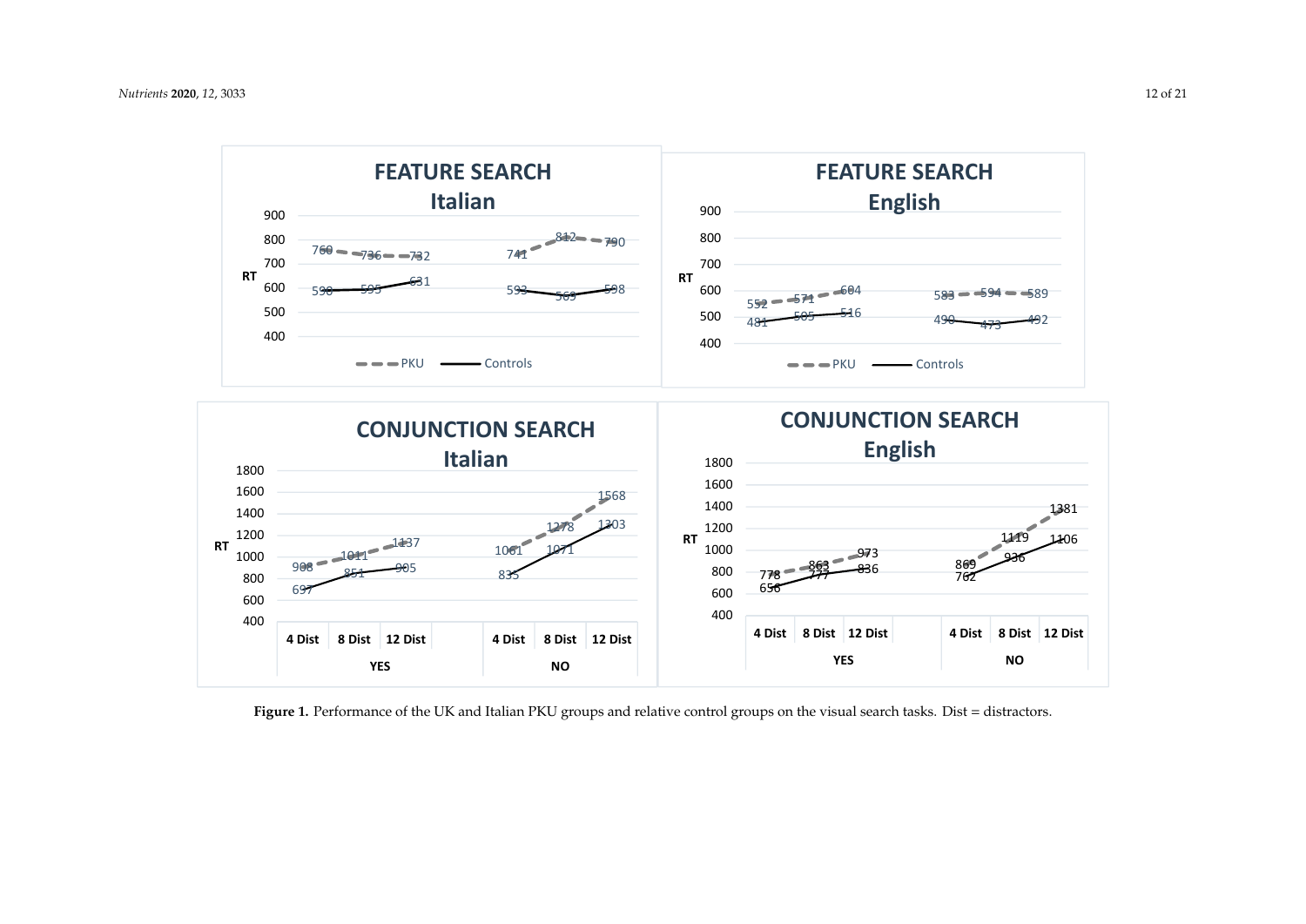FEATURE SEARCH
Italian

900
800
700
RT
600
500
400

760 736 732 741 812 790
590 595 631 593 569 598

PKU Controls

FEATURE SEARCH
English

900
800
700
RT
600
500
400

552 571 604 583 594 589
481 505 516 490 473 492

PKU Controls

CONJUNCTION SEARCH
Italian

1800
1600
1400
1200
RT
1000
800
600
400

908 1011 1137 1061 1278 1568
697 851 905 835 1071 1303

4 Dist 8 Dist 12 Dist 4 Dist 8 Dist 12 Dist
YES NO

CONJUNCTION SEARCH
English

1800
1600
1400
1200
RT
1000
800
600
400

778 863 973 869 1119 1381
656 777 836 762 936 1106

4 Dist 8 Dist 12 Dist 4 Dist 8 Dist 12 Dist
YES NO

**Figure 1.** Performance of the UK and Italian PKU groups and relative control groups on the visual search tasks. Dist = distractors.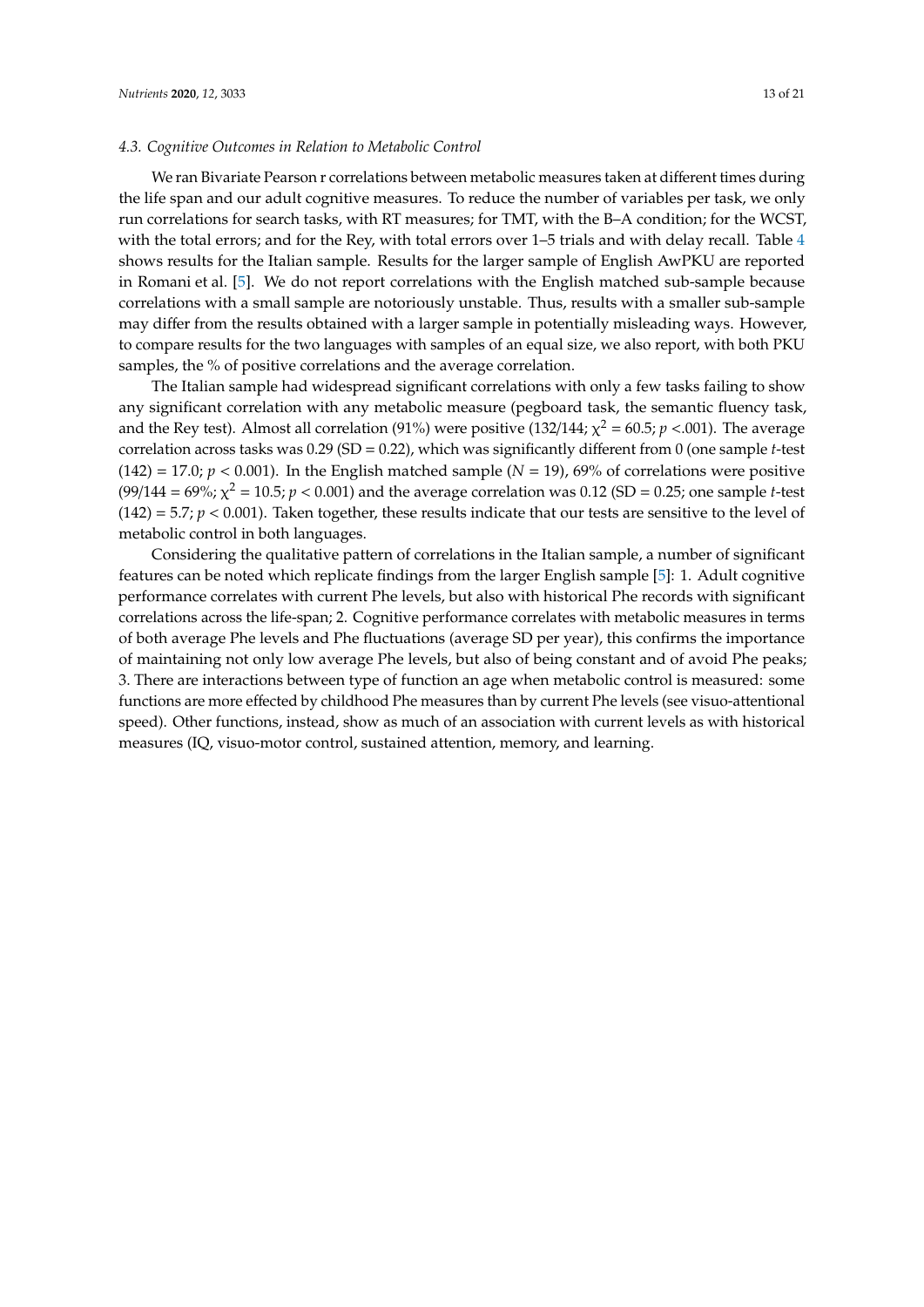### 4.3. Cognitive Outcomes in Relation to Metabolic Control

We ran Bivariate Pearson r correlations between metabolic measures taken at different times during the life span and our adult cognitive measures. To reduce the number of variables per task, we only run correlations for search tasks, with RT measures; for TMT, with the B–A condition; for the WCST, with the total errors; and for the Rey, with total errors over 1–5 trials and with delay recall. Table 4 shows results for the Italian sample. Results for the larger sample of English AwPKU are reported in Romani et al. [5]. We do not report correlations with the English matched sub-sample because correlations with a small sample are notoriously unstable. Thus, results with a smaller sub-sample may differ from the results obtained with a larger sample in potentially misleading ways. However, to compare results for the two languages with samples of an equal size, we also report, with both PKU samples, the % of positive correlations and the average correlation.

The Italian sample had widespread significant correlations with only a few tasks failing to show any significant correlation with any metabolic measure (pegboard task, the semantic fluency task, and the Rey test). Almost all correlation (91%) were positive (132/144; $\chi^2 = 60.5$; $p < .001$). The average correlation across tasks was 0.29 (SD = 0.22), which was significantly different from 0 (one sample *t*-test (142) = 17.0; $p < 0.001$). In the English matched sample ($N = 19$), 69% of correlations were positive (99/144 = 69%; $\chi^2 = 10.5$; $p < 0.001$) and the average correlation was 0.12 (SD = 0.25; one sample *t*-test (142) = 5.7; $p < 0.001$). Taken together, these results indicate that our tests are sensitive to the level of metabolic control in both languages.

Considering the qualitative pattern of correlations in the Italian sample, a number of significant features can be noted which replicate findings from the larger English sample [5]: 1. Adult cognitive performance correlates with current Phe levels, but also with historical Phe records with significant correlations across the life-span; 2. Cognitive performance correlates with metabolic measures in terms of both average Phe levels and Phe fluctuations (average SD per year), this confirms the importance of maintaining not only low average Phe levels, but also of being constant and of avoid Phe peaks; 3. There are interactions between type of function an age when metabolic control is measured: some functions are more effected by childhood Phe measures than by current Phe levels (see visuo-attentional speed). Other functions, instead, show as much of an association with current levels as with historical measures (IQ, visuo-motor control, sustained attention, memory, and learning.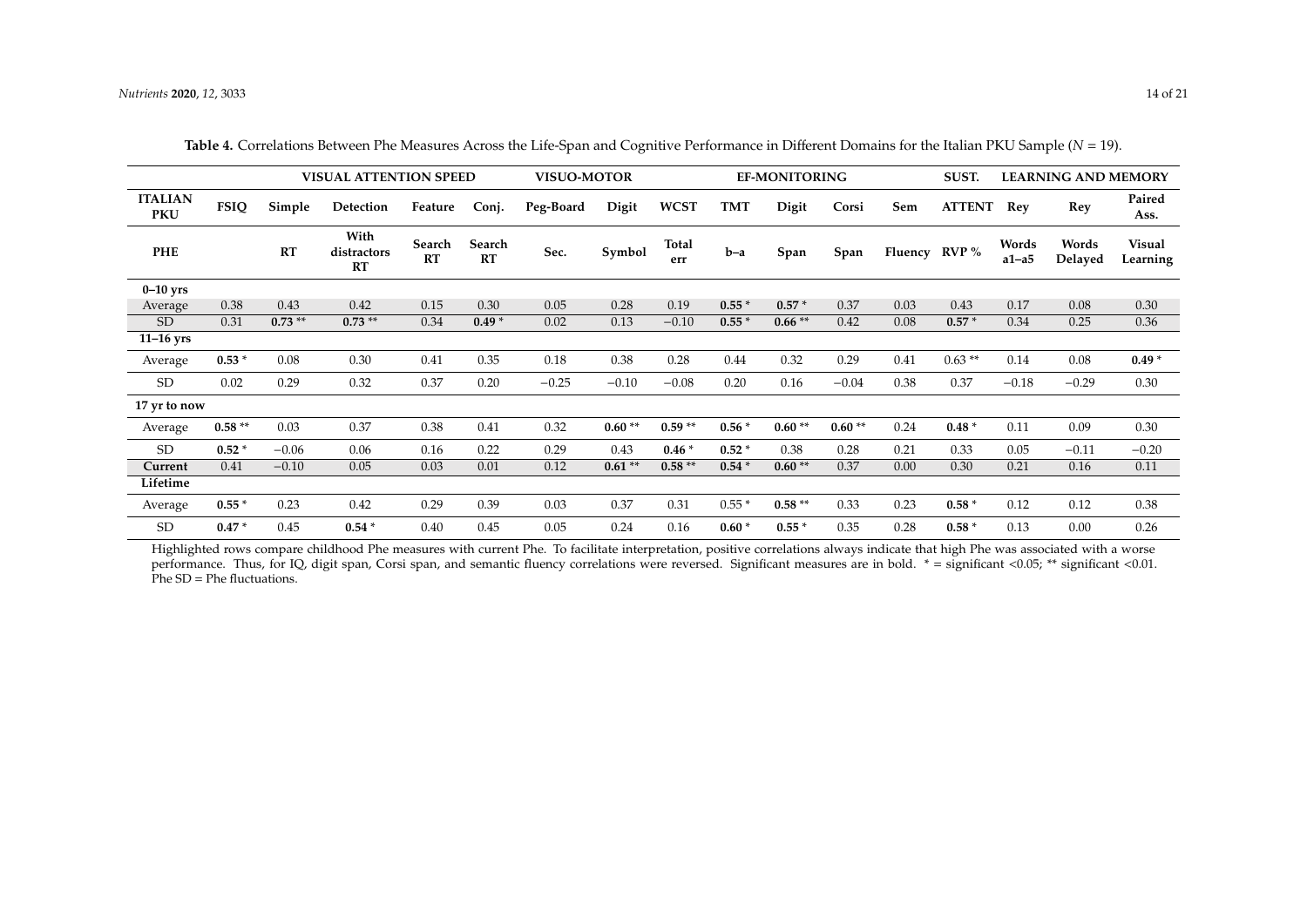**Table 4.** Correlations Between Phe Measures Across the Life-Span and Cognitive Performance in Different Domains for the Italian PKU Sample ($N$ = 19).

| | | VISUAL ATTENTION SPEED | | | | VISUO-MOTOR | | | EF-MONITORING | | | | SUST. | LEARNING AND MEMORY | | |
|---|---|---|---|---|---|---|---|---|---|---|---|---|---|---|---|---|
| **ITALIAN PKU** | **FSIQ** | **Simple** | **Detection** | **Feature** | **Conj.** | **Peg-Board** | **Digit** | **WCST** | **TMT** | **Digit** | **Corsi** | **Sem** | **ATTENT** | **Rey** | **Rey** | **Paired Ass.** |
| **PHE** | | **RT** | **With distractors RT** | **Search RT** | **Search RT** | **Sec.** | **Symbol** | **Total err** | **b–a** | **Span** | **Span** | **Fluency** | **RVP %** | **Words a1–a5** | **Words Delayed** | **Visual Learning** |
| **0–10 yrs** | | | | | | | | | | | | | | | | |
| Average | 0.38 | 0.43 | 0.42 | 0.15 | 0.30 | 0.05 | 0.28 | 0.19 | **0.55** * | **0.57** * | 0.37 | 0.03 | 0.43 | 0.17 | 0.08 | 0.30 |
| SD | 0.31 | **0.73** ** | **0.73** ** | 0.34 | **0.49** * | 0.02 | 0.13 | −0.10 | **0.55** * | **0.66** ** | 0.42 | 0.08 | **0.57** * | 0.34 | 0.25 | 0.36 |
| **11–16 yrs** | | | | | | | | | | | | | | | | |
| Average | **0.53** * | 0.08 | 0.30 | 0.41 | 0.35 | 0.18 | 0.38 | 0.28 | 0.44 | 0.32 | 0.29 | 0.41 | 0.63 ** | 0.14 | 0.08 | **0.49** * |
| SD | 0.02 | 0.29 | 0.32 | 0.37 | 0.20 | −0.25 | −0.10 | −0.08 | 0.20 | 0.16 | −0.04 | 0.38 | 0.37 | −0.18 | −0.29 | 0.30 |
| **17 yr to now** | | | | | | | | | | | | | | | | |
| Average | **0.58** ** | 0.03 | 0.37 | 0.38 | 0.41 | 0.32 | **0.60** ** | **0.59** ** | **0.56** * | **0.60** ** | **0.60** ** | 0.24 | **0.48** * | 0.11 | 0.09 | 0.30 |
| SD | **0.52** * | −0.06 | 0.06 | 0.16 | 0.22 | 0.29 | 0.43 | **0.46** * | **0.52** * | 0.38 | 0.28 | 0.21 | 0.33 | 0.05 | −0.11 | −0.20 |
| **Current** | 0.41 | −0.10 | 0.05 | 0.03 | 0.01 | 0.12 | **0.61** ** | **0.58** ** | **0.54** * | **0.60** ** | 0.37 | 0.00 | 0.30 | 0.21 | 0.16 | 0.11 |
| **Lifetime** | | | | | | | | | | | | | | | | |
| Average | **0.55** * | 0.23 | 0.42 | 0.29 | 0.39 | 0.03 | 0.37 | 0.31 | 0.55 * | **0.58** ** | 0.33 | 0.23 | **0.58** * | 0.12 | 0.12 | 0.38 |
| SD | **0.47** * | 0.45 | **0.54** * | 0.40 | 0.45 | 0.05 | 0.24 | 0.16 | **0.60** * | **0.55** * | 0.35 | 0.28 | **0.58** * | 0.13 | 0.00 | 0.26 |

Highlighted rows compare childhood Phe measures with current Phe. To facilitate interpretation, positive correlations always indicate that high Phe was associated with a worse performance. Thus, for IQ, digit span, Corsi span, and semantic fluency correlations were reversed. Significant measures are in bold. * = significant <0.05; ** significant <0.01. Phe SD = Phe fluctuations.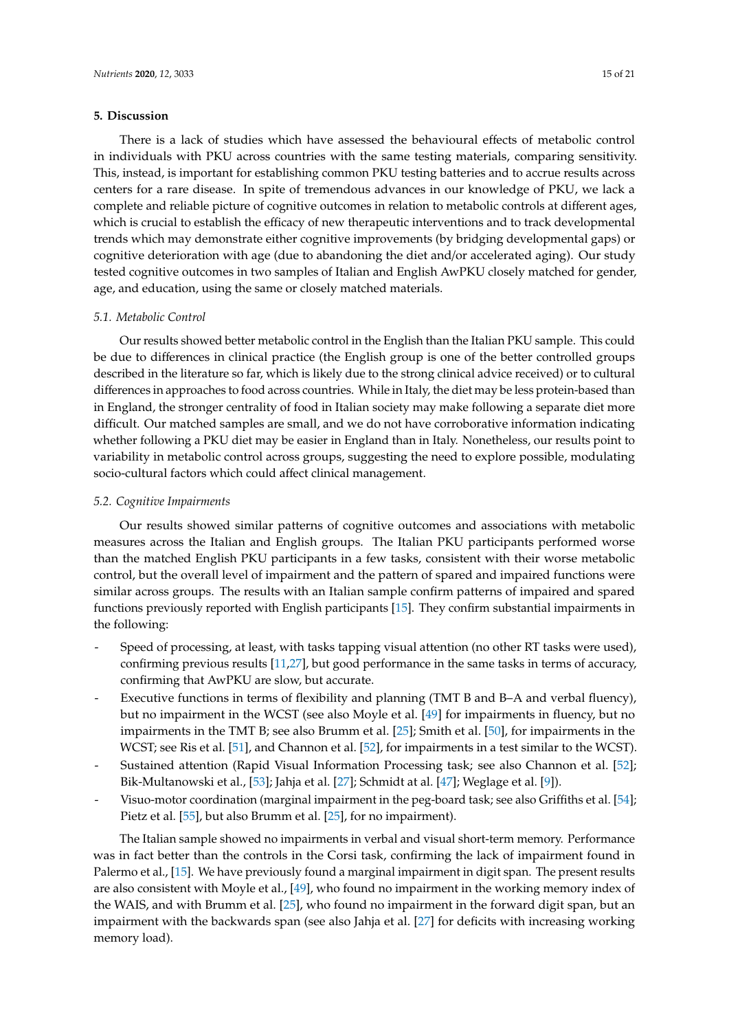## 5. Discussion

There is a lack of studies which have assessed the behavioural effects of metabolic control in individuals with PKU across countries with the same testing materials, comparing sensitivity. This, instead, is important for establishing common PKU testing batteries and to accrue results across centers for a rare disease. In spite of tremendous advances in our knowledge of PKU, we lack a complete and reliable picture of cognitive outcomes in relation to metabolic controls at different ages, which is crucial to establish the efficacy of new therapeutic interventions and to track developmental trends which may demonstrate either cognitive improvements (by bridging developmental gaps) or cognitive deterioration with age (due to abandoning the diet and/or accelerated aging). Our study tested cognitive outcomes in two samples of Italian and English AwPKU closely matched for gender, age, and education, using the same or closely matched materials.

### 5.1. Metabolic Control

Our results showed better metabolic control in the English than the Italian PKU sample. This could be due to differences in clinical practice (the English group is one of the better controlled groups described in the literature so far, which is likely due to the strong clinical advice received) or to cultural differences in approaches to food across countries. While in Italy, the diet may be less protein-based than in England, the stronger centrality of food in Italian society may make following a separate diet more difficult. Our matched samples are small, and we do not have corroborative information indicating whether following a PKU diet may be easier in England than in Italy. Nonetheless, our results point to variability in metabolic control across groups, suggesting the need to explore possible, modulating socio-cultural factors which could affect clinical management.

### 5.2. Cognitive Impairments

Our results showed similar patterns of cognitive outcomes and associations with metabolic measures across the Italian and English groups. The Italian PKU participants performed worse than the matched English PKU participants in a few tasks, consistent with their worse metabolic control, but the overall level of impairment and the pattern of spared and impaired functions were similar across groups. The results with an Italian sample confirm patterns of impaired and spared functions previously reported with English participants [15]. They confirm substantial impairments in the following:

- Speed of processing, at least, with tasks tapping visual attention (no other RT tasks were used), confirming previous results [11,27], but good performance in the same tasks in terms of accuracy, confirming that AwPKU are slow, but accurate.
- Executive functions in terms of flexibility and planning (TMT B and B–A and verbal fluency), but no impairment in the WCST (see also Moyle et al. [49] for impairments in fluency, but no impairments in the TMT B; see also Brumm et al. [25]; Smith et al. [50], for impairments in the WCST; see Ris et al. [51], and Channon et al. [52], for impairments in a test similar to the WCST).
- Sustained attention (Rapid Visual Information Processing task; see also Channon et al. [52]; Bik-Multanowski et al., [53]; Jahja et al. [27]; Schmidt at al. [47]; Weglage et al. [9]).
- Visuo-motor coordination (marginal impairment in the peg-board task; see also Griffiths et al. [54]; Pietz et al. [55], but also Brumm et al. [25], for no impairment).

The Italian sample showed no impairments in verbal and visual short-term memory. Performance was in fact better than the controls in the Corsi task, confirming the lack of impairment found in Palermo et al., [15]. We have previously found a marginal impairment in digit span. The present results are also consistent with Moyle et al., [49], who found no impairment in the working memory index of the WAIS, and with Brumm et al. [25], who found no impairment in the forward digit span, but an impairment with the backwards span (see also Jahja et al. [27] for deficits with increasing working memory load).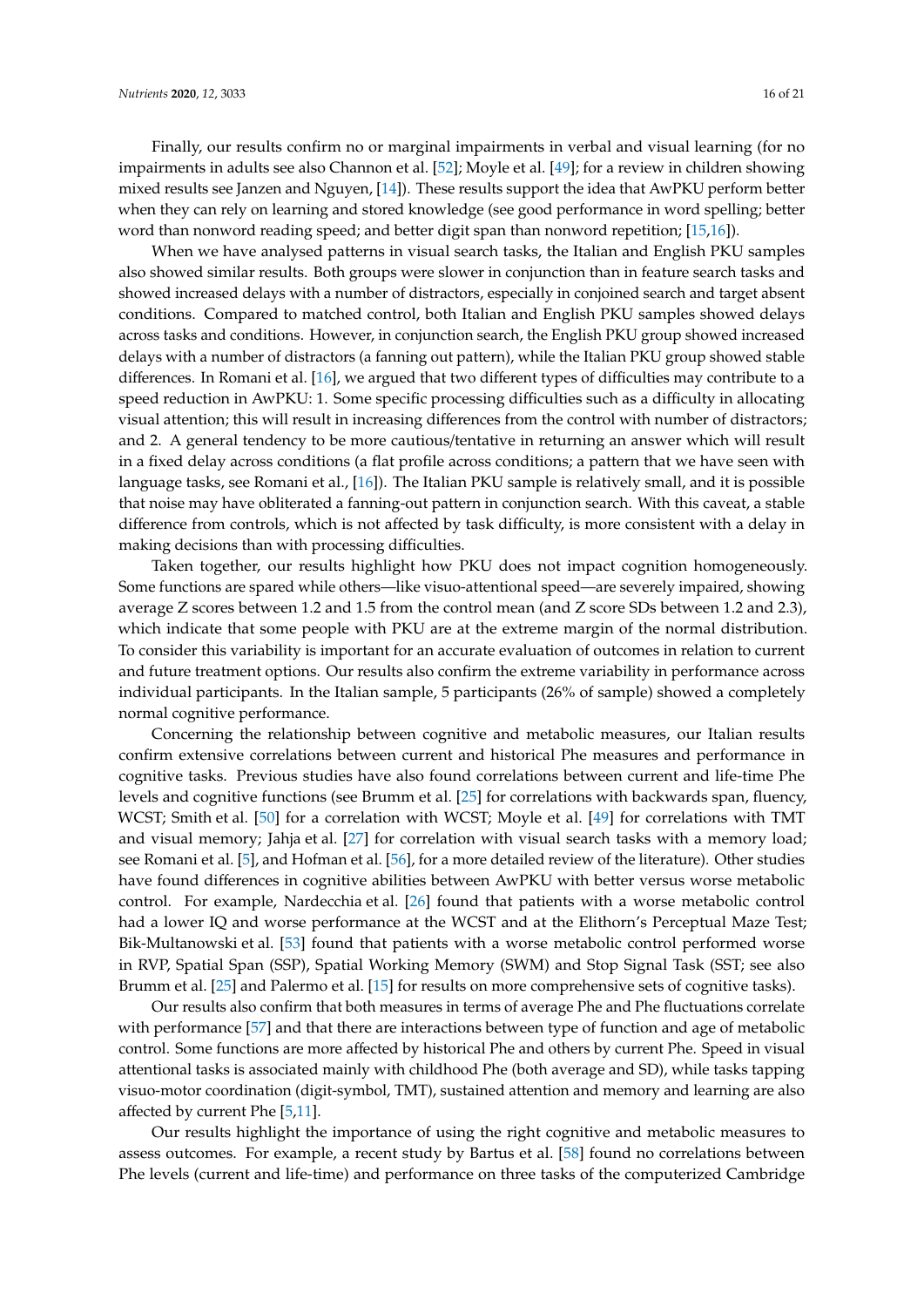Finally, our results confirm no or marginal impairments in verbal and visual learning (for no impairments in adults see also Channon et al. [52]; Moyle et al. [49]; for a review in children showing mixed results see Janzen and Nguyen, [14]). These results support the idea that AwPKU perform better when they can rely on learning and stored knowledge (see good performance in word spelling; better word than nonword reading speed; and better digit span than nonword repetition; [15,16]).

When we have analysed patterns in visual search tasks, the Italian and English PKU samples also showed similar results. Both groups were slower in conjunction than in feature search tasks and showed increased delays with a number of distractors, especially in conjoined search and target absent conditions. Compared to matched control, both Italian and English PKU samples showed delays across tasks and conditions. However, in conjunction search, the English PKU group showed increased delays with a number of distractors (a fanning out pattern), while the Italian PKU group showed stable differences. In Romani et al. [16], we argued that two different types of difficulties may contribute to a speed reduction in AwPKU: 1. Some specific processing difficulties such as a difficulty in allocating visual attention; this will result in increasing differences from the control with number of distractors; and 2. A general tendency to be more cautious/tentative in returning an answer which will result in a fixed delay across conditions (a flat profile across conditions; a pattern that we have seen with language tasks, see Romani et al., [16]). The Italian PKU sample is relatively small, and it is possible that noise may have obliterated a fanning-out pattern in conjunction search. With this caveat, a stable difference from controls, which is not affected by task difficulty, is more consistent with a delay in making decisions than with processing difficulties.

Taken together, our results highlight how PKU does not impact cognition homogeneously. Some functions are spared while others—like visuo-attentional speed—are severely impaired, showing average Z scores between 1.2 and 1.5 from the control mean (and Z score SDs between 1.2 and 2.3), which indicate that some people with PKU are at the extreme margin of the normal distribution. To consider this variability is important for an accurate evaluation of outcomes in relation to current and future treatment options. Our results also confirm the extreme variability in performance across individual participants. In the Italian sample, 5 participants (26% of sample) showed a completely normal cognitive performance.

Concerning the relationship between cognitive and metabolic measures, our Italian results confirm extensive correlations between current and historical Phe measures and performance in cognitive tasks. Previous studies have also found correlations between current and life-time Phe levels and cognitive functions (see Brumm et al. [25] for correlations with backwards span, fluency, WCST; Smith et al. [50] for a correlation with WCST; Moyle et al. [49] for correlations with TMT and visual memory; Jahja et al. [27] for correlation with visual search tasks with a memory load; see Romani et al. [5], and Hofman et al. [56], for a more detailed review of the literature). Other studies have found differences in cognitive abilities between AwPKU with better versus worse metabolic control. For example, Nardecchia et al. [26] found that patients with a worse metabolic control had a lower IQ and worse performance at the WCST and at the Elithorn's Perceptual Maze Test; Bik-Multanowski et al. [53] found that patients with a worse metabolic control performed worse in RVP, Spatial Span (SSP), Spatial Working Memory (SWM) and Stop Signal Task (SST; see also Brumm et al. [25] and Palermo et al. [15] for results on more comprehensive sets of cognitive tasks).

Our results also confirm that both measures in terms of average Phe and Phe fluctuations correlate with performance [57] and that there are interactions between type of function and age of metabolic control. Some functions are more affected by historical Phe and others by current Phe. Speed in visual attentional tasks is associated mainly with childhood Phe (both average and SD), while tasks tapping visuo-motor coordination (digit-symbol, TMT), sustained attention and memory and learning are also affected by current Phe [5,11].

Our results highlight the importance of using the right cognitive and metabolic measures to assess outcomes. For example, a recent study by Bartus et al. [58] found no correlations between Phe levels (current and life-time) and performance on three tasks of the computerized Cambridge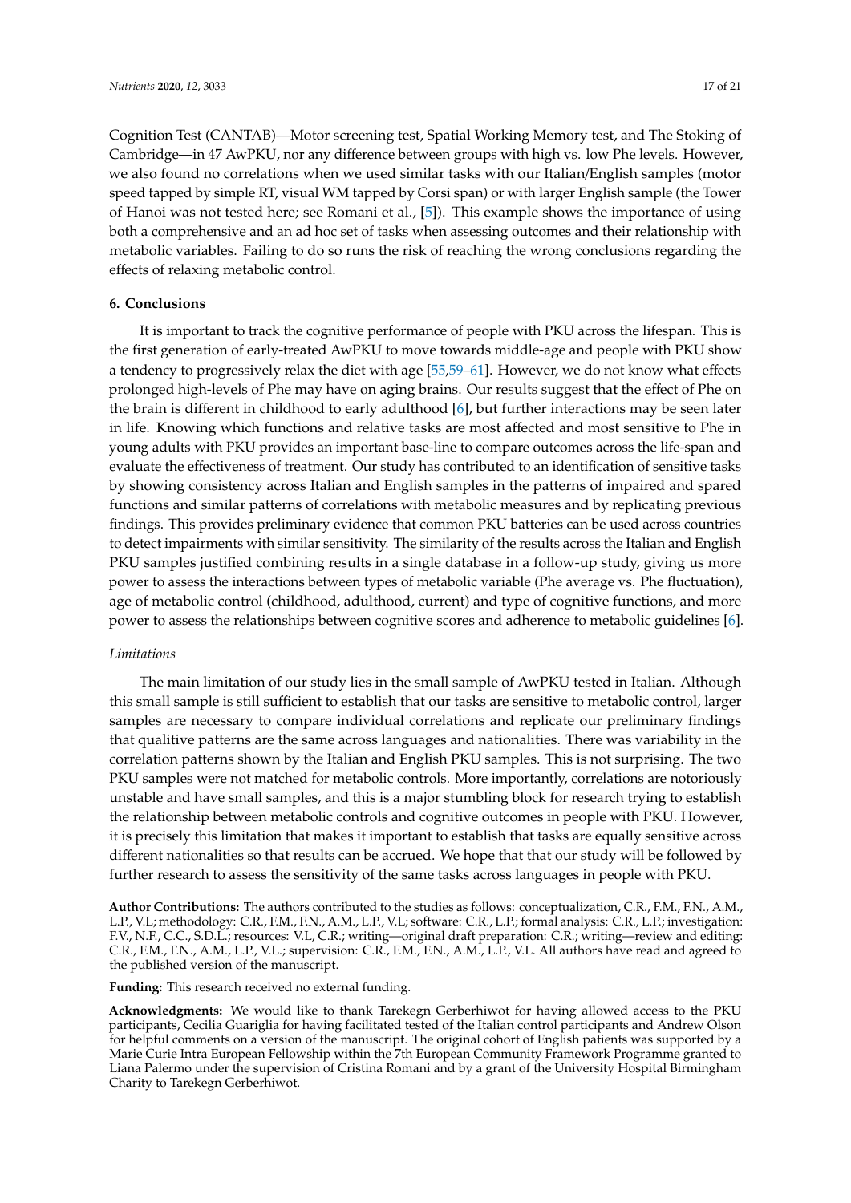Cognition Test (CANTAB)—Motor screening test, Spatial Working Memory test, and The Stoking of Cambridge—in 47 AwPKU, nor any difference between groups with high vs. low Phe levels. However, we also found no correlations when we used similar tasks with our Italian/English samples (motor speed tapped by simple RT, visual WM tapped by Corsi span) or with larger English sample (the Tower of Hanoi was not tested here; see Romani et al., [5]). This example shows the importance of using both a comprehensive and an ad hoc set of tasks when assessing outcomes and their relationship with metabolic variables. Failing to do so runs the risk of reaching the wrong conclusions regarding the effects of relaxing metabolic control.

### 6. Conclusions

It is important to track the cognitive performance of people with PKU across the lifespan. This is the first generation of early-treated AwPKU to move towards middle-age and people with PKU show a tendency to progressively relax the diet with age [55,59–61]. However, we do not know what effects prolonged high-levels of Phe may have on aging brains. Our results suggest that the effect of Phe on the brain is different in childhood to early adulthood [6], but further interactions may be seen later in life. Knowing which functions and relative tasks are most affected and most sensitive to Phe in young adults with PKU provides an important base-line to compare outcomes across the life-span and evaluate the effectiveness of treatment. Our study has contributed to an identification of sensitive tasks by showing consistency across Italian and English samples in the patterns of impaired and spared functions and similar patterns of correlations with metabolic measures and by replicating previous findings. This provides preliminary evidence that common PKU batteries can be used across countries to detect impairments with similar sensitivity. The similarity of the results across the Italian and English PKU samples justified combining results in a single database in a follow-up study, giving us more power to assess the interactions between types of metabolic variable (Phe average vs. Phe fluctuation), age of metabolic control (childhood, adulthood, current) and type of cognitive functions, and more power to assess the relationships between cognitive scores and adherence to metabolic guidelines [6].

*Limitations*

The main limitation of our study lies in the small sample of AwPKU tested in Italian. Although this small sample is still sufficient to establish that our tasks are sensitive to metabolic control, larger samples are necessary to compare individual correlations and replicate our preliminary findings that qualitive patterns are the same across languages and nationalities. There was variability in the correlation patterns shown by the Italian and English PKU samples. This is not surprising. The two PKU samples were not matched for metabolic controls. More importantly, correlations are notoriously unstable and have small samples, and this is a major stumbling block for research trying to establish the relationship between metabolic controls and cognitive outcomes in people with PKU. However, it is precisely this limitation that makes it important to establish that tasks are equally sensitive across different nationalities so that results can be accrued. We hope that that our study will be followed by further research to assess the sensitivity of the same tasks across languages in people with PKU.

**Author Contributions:** The authors contributed to the studies as follows: conceptualization, C.R., F.M., F.N., A.M., L.P., V.L; methodology: C.R., F.M., F.N., A.M., L.P., V.L; software: C.R., L.P.; formal analysis: C.R., L.P.; investigation: F.V., N.F., C.C., S.D.L.; resources: V.L, C.R.; writing—original draft preparation: C.R.; writing—review and editing: C.R., F.M., F.N., A.M., L.P., V.L.; supervision: C.R., F.M., F.N., A.M., L.P., V.L. All authors have read and agreed to the published version of the manuscript.

**Funding:** This research received no external funding.

**Acknowledgments:** We would like to thank Tarekegn Gerberhiwot for having allowed access to the PKU participants, Cecilia Guariglia for having facilitated tested of the Italian control participants and Andrew Olson for helpful comments on a version of the manuscript. The original cohort of English patients was supported by a Marie Curie Intra European Fellowship within the 7th European Community Framework Programme granted to Liana Palermo under the supervision of Cristina Romani and by a grant of the University Hospital Birmingham Charity to Tarekegn Gerberhiwot.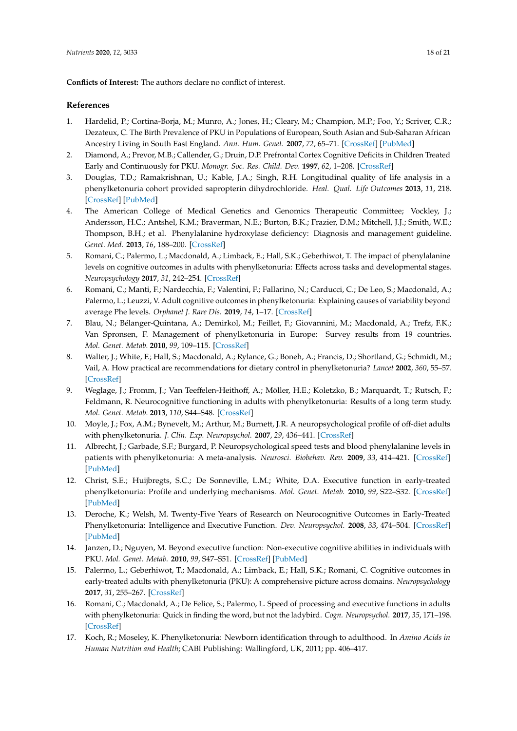**Conflicts of Interest:** The authors declare no conflict of interest.

## References

1. Hardelid, P.; Cortina-Borja, M.; Munro, A.; Jones, H.; Cleary, M.; Champion, M.P.; Foo, Y.; Scriver, C.R.; Dezateux, C. The Birth Prevalence of PKU in Populations of European, South Asian and Sub-Saharan African Ancestry Living in South East England. *Ann. Hum. Genet.* **2007**, *72*, 65–71. [CrossRef] [PubMed]
2. Diamond, A.; Prevor, M.B.; Callender, G.; Druin, D.P. Prefrontal Cortex Cognitive Deficits in Children Treated Early and Continuously for PKU. *Monogr. Soc. Res. Child. Dev.* **1997**, *62*, 1–208. [CrossRef]
3. Douglas, T.D.; Ramakrishnan, U.; Kable, J.A.; Singh, R.H. Longitudinal quality of life analysis in a phenylketonuria cohort provided sapropterin dihydrochloride. *Heal. Qual. Life Outcomes* **2013**, *11*, 218. [CrossRef] [PubMed]
4. The American College of Medical Genetics and Genomics Therapeutic Committee; Vockley, J.; Andersson, H.C.; Antshel, K.M.; Braverman, N.E.; Burton, B.K.; Frazier, D.M.; Mitchell, J.J.; Smith, W.E.; Thompson, B.H.; et al. Phenylalanine hydroxylase deficiency: Diagnosis and management guideline. *Genet. Med.* **2013**, *16*, 188–200. [CrossRef]
5. Romani, C.; Palermo, L.; Macdonald, A.; Limback, E.; Hall, S.K.; Geberhiwot, T. The impact of phenylalanine levels on cognitive outcomes in adults with phenylketonuria: Effects across tasks and developmental stages. *Neuropsychology* **2017**, *31*, 242–254. [CrossRef]
6. Romani, C.; Manti, F.; Nardecchia, F.; Valentini, F.; Fallarino, N.; Carducci, C.; De Leo, S.; Macdonald, A.; Palermo, L.; Leuzzi, V. Adult cognitive outcomes in phenylketonuria: Explaining causes of variability beyond average Phe levels. *Orphanet J. Rare Dis.* **2019**, *14*, 1–17. [CrossRef]
7. Blau, N.; Bélanger-Quintana, A.; Demirkol, M.; Feillet, F.; Giovannini, M.; Macdonald, A.; Trefz, F.K.; Van Spronsen, F. Management of phenylketonuria in Europe: Survey results from 19 countries. *Mol. Genet. Metab.* **2010**, *99*, 109–115. [CrossRef]
8. Walter, J.; White, F.; Hall, S.; Macdonald, A.; Rylance, G.; Boneh, A.; Francis, D.; Shortland, G.; Schmidt, M.; Vail, A. How practical are recommendations for dietary control in phenylketonuria? *Lancet* **2002**, *360*, 55–57. [CrossRef]
9. Weglage, J.; Fromm, J.; Van Teeffelen-Heithoff, A.; Möller, H.E.; Koletzko, B.; Marquardt, T.; Rutsch, F.; Feldmann, R. Neurocognitive functioning in adults with phenylketonuria: Results of a long term study. *Mol. Genet. Metab.* **2013**, *110*, S44–S48. [CrossRef]
10. Moyle, J.; Fox, A.M.; Bynevelt, M.; Arthur, M.; Burnett, J.R. A neuropsychological profile of off-diet adults with phenylketonuria. *J. Clin. Exp. Neuropsychol.* **2007**, *29*, 436–441. [CrossRef]
11. Albrecht, J.; Garbade, S.F.; Burgard, P. Neuropsychological speed tests and blood phenylalanine levels in patients with phenylketonuria: A meta-analysis. *Neurosci. Biobehav. Rev.* **2009**, *33*, 414–421. [CrossRef] [PubMed]
12. Christ, S.E.; Huijbregts, S.C.; De Sonneville, L.M.; White, D.A. Executive function in early-treated phenylketonuria: Profile and underlying mechanisms. *Mol. Genet. Metab.* **2010**, *99*, S22–S32. [CrossRef] [PubMed]
13. Deroche, K.; Welsh, M. Twenty-Five Years of Research on Neurocognitive Outcomes in Early-Treated Phenylketonuria: Intelligence and Executive Function. *Dev. Neuropsychol.* **2008**, *33*, 474–504. [CrossRef] [PubMed]
14. Janzen, D.; Nguyen, M. Beyond executive function: Non-executive cognitive abilities in individuals with PKU. *Mol. Genet. Metab.* **2010**, *99*, S47–S51. [CrossRef] [PubMed]
15. Palermo, L.; Geberhiwot, T.; Macdonald, A.; Limback, E.; Hall, S.K.; Romani, C. Cognitive outcomes in early-treated adults with phenylketonuria (PKU): A comprehensive picture across domains. *Neuropsychology* **2017**, *31*, 255–267. [CrossRef]
16. Romani, C.; Macdonald, A.; De Felice, S.; Palermo, L. Speed of processing and executive functions in adults with phenylketonuria: Quick in finding the word, but not the ladybird. *Cogn. Neuropsychol.* **2017**, *35*, 171–198. [CrossRef]
17. Koch, R.; Moseley, K. Phenylketonuria: Newborn identification through to adulthood. In *Amino Acids in Human Nutrition and Health*; CABI Publishing: Wallingford, UK, 2011; pp. 406–417.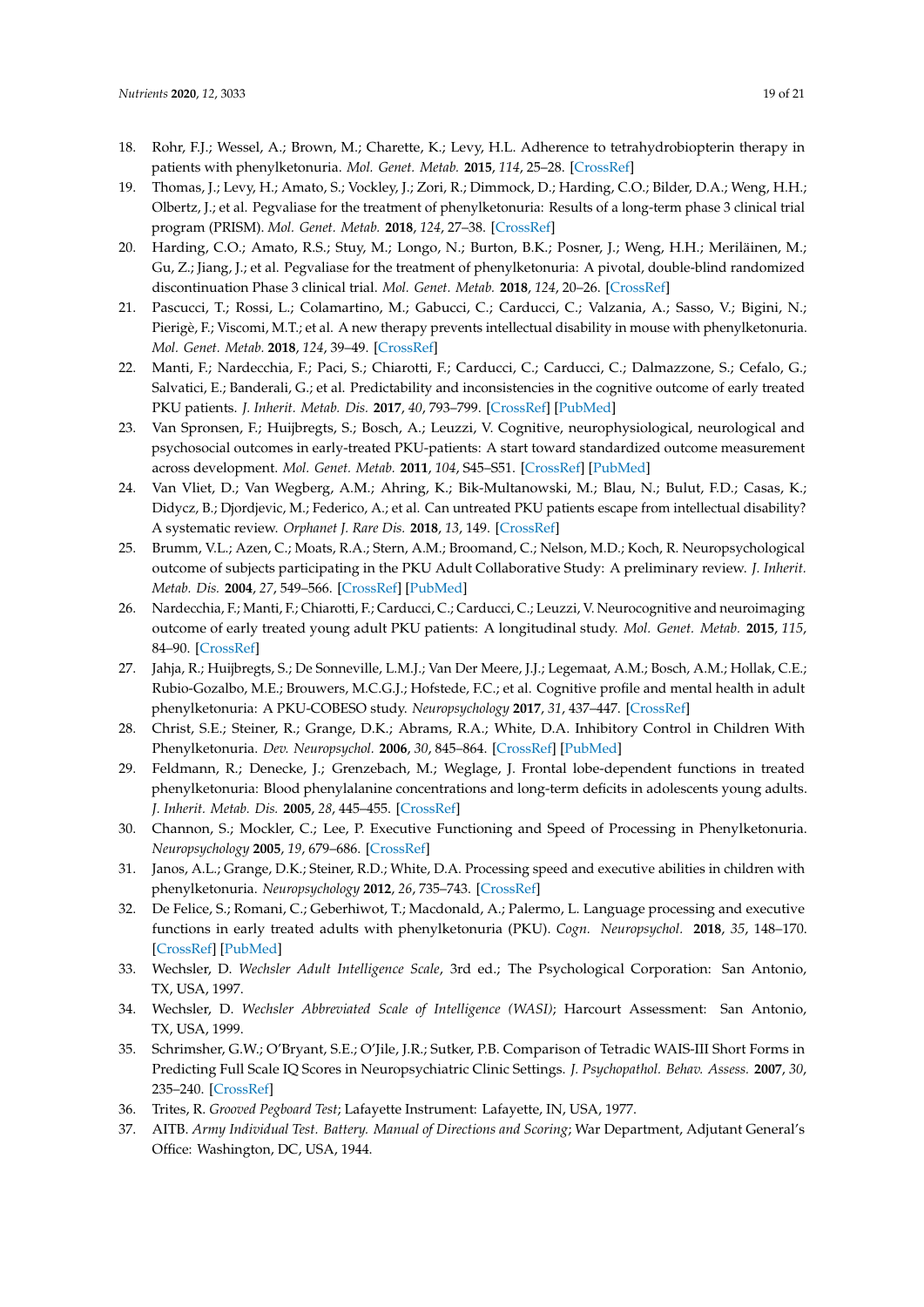18. Rohr, F.J.; Wessel, A.; Brown, M.; Charette, K.; Levy, H.L. Adherence to tetrahydrobiopterin therapy in patients with phenylketonuria. *Mol. Genet. Metab.* **2015**, *114*, 25–28. [CrossRef]
19. Thomas, J.; Levy, H.; Amato, S.; Vockley, J.; Zori, R.; Dimmock, D.; Harding, C.O.; Bilder, D.A.; Weng, H.H.; Olbertz, J.; et al. Pegvaliase for the treatment of phenylketonuria: Results of a long-term phase 3 clinical trial program (PRISM). *Mol. Genet. Metab.* **2018**, *124*, 27–38. [CrossRef]
20. Harding, C.O.; Amato, R.S.; Stuy, M.; Longo, N.; Burton, B.K.; Posner, J.; Weng, H.H.; Meriläinen, M.; Gu, Z.; Jiang, J.; et al. Pegvaliase for the treatment of phenylketonuria: A pivotal, double-blind randomized discontinuation Phase 3 clinical trial. *Mol. Genet. Metab.* **2018**, *124*, 20–26. [CrossRef]
21. Pascucci, T.; Rossi, L.; Colamartino, M.; Gabucci, C.; Carducci, C.; Valzania, A.; Sasso, V.; Bigini, N.; Pierigè, F.; Viscomi, M.T.; et al. A new therapy prevents intellectual disability in mouse with phenylketonuria. *Mol. Genet. Metab.* **2018**, *124*, 39–49. [CrossRef]
22. Manti, F.; Nardecchia, F.; Paci, S.; Chiarotti, F.; Carducci, C.; Carducci, C.; Dalmazzone, S.; Cefalo, G.; Salvatici, E.; Banderali, G.; et al. Predictability and inconsistencies in the cognitive outcome of early treated PKU patients. *J. Inherit. Metab. Dis.* **2017**, *40*, 793–799. [CrossRef] [PubMed]
23. Van Spronsen, F.; Huijbregts, S.; Bosch, A.; Leuzzi, V. Cognitive, neurophysiological, neurological and psychosocial outcomes in early-treated PKU-patients: A start toward standardized outcome measurement across development. *Mol. Genet. Metab.* **2011**, *104*, S45–S51. [CrossRef] [PubMed]
24. Van Vliet, D.; Van Wegberg, A.M.; Ahring, K.; Bik-Multanowski, M.; Blau, N.; Bulut, F.D.; Casas, K.; Didycz, B.; Djordjevic, M.; Federico, A.; et al. Can untreated PKU patients escape from intellectual disability? A systematic review. *Orphanet J. Rare Dis.* **2018**, *13*, 149. [CrossRef]
25. Brumm, V.L.; Azen, C.; Moats, R.A.; Stern, A.M.; Broomand, C.; Nelson, M.D.; Koch, R. Neuropsychological outcome of subjects participating in the PKU Adult Collaborative Study: A preliminary review. *J. Inherit. Metab. Dis.* **2004**, *27*, 549–566. [CrossRef] [PubMed]
26. Nardecchia, F.; Manti, F.; Chiarotti, F.; Carducci, C.; Carducci, C.; Leuzzi, V. Neurocognitive and neuroimaging outcome of early treated young adult PKU patients: A longitudinal study. *Mol. Genet. Metab.* **2015**, *115*, 84–90. [CrossRef]
27. Jahja, R.; Huijbregts, S.; De Sonneville, L.M.J.; Van Der Meere, J.J.; Legemaat, A.M.; Bosch, A.M.; Hollak, C.E.; Rubio-Gozalbo, M.E.; Brouwers, M.C.G.J.; Hofstede, F.C.; et al. Cognitive profile and mental health in adult phenylketonuria: A PKU-COBESO study. *Neuropsychology* **2017**, *31*, 437–447. [CrossRef]
28. Christ, S.E.; Steiner, R.; Grange, D.K.; Abrams, R.A.; White, D.A. Inhibitory Control in Children With Phenylketonuria. *Dev. Neuropsychol.* **2006**, *30*, 845–864. [CrossRef] [PubMed]
29. Feldmann, R.; Denecke, J.; Grenzebach, M.; Weglage, J. Frontal lobe-dependent functions in treated phenylketonuria: Blood phenylalanine concentrations and long-term deficits in adolescents young adults. *J. Inherit. Metab. Dis.* **2005**, *28*, 445–455. [CrossRef]
30. Channon, S.; Mockler, C.; Lee, P. Executive Functioning and Speed of Processing in Phenylketonuria. *Neuropsychology* **2005**, *19*, 679–686. [CrossRef]
31. Janos, A.L.; Grange, D.K.; Steiner, R.D.; White, D.A. Processing speed and executive abilities in children with phenylketonuria. *Neuropsychology* **2012**, *26*, 735–743. [CrossRef]
32. De Felice, S.; Romani, C.; Geberhiwot, T.; Macdonald, A.; Palermo, L. Language processing and executive functions in early treated adults with phenylketonuria (PKU). *Cogn. Neuropsychol.* **2018**, *35*, 148–170. [CrossRef] [PubMed]
33. Wechsler, D. *Wechsler Adult Intelligence Scale*, 3rd ed.; The Psychological Corporation: San Antonio, TX, USA, 1997.
34. Wechsler, D. *Wechsler Abbreviated Scale of Intelligence (WASI)*; Harcourt Assessment: San Antonio, TX, USA, 1999.
35. Schrimsher, G.W.; O'Bryant, S.E.; O'Jile, J.R.; Sutker, P.B. Comparison of Tetradic WAIS-III Short Forms in Predicting Full Scale IQ Scores in Neuropsychiatric Clinic Settings. *J. Psychopathol. Behav. Assess.* **2007**, *30*, 235–240. [CrossRef]
36. Trites, R. *Grooved Pegboard Test*; Lafayette Instrument: Lafayette, IN, USA, 1977.
37. AITB. *Army Individual Test. Battery. Manual of Directions and Scoring*; War Department, Adjutant General's Office: Washington, DC, USA, 1944.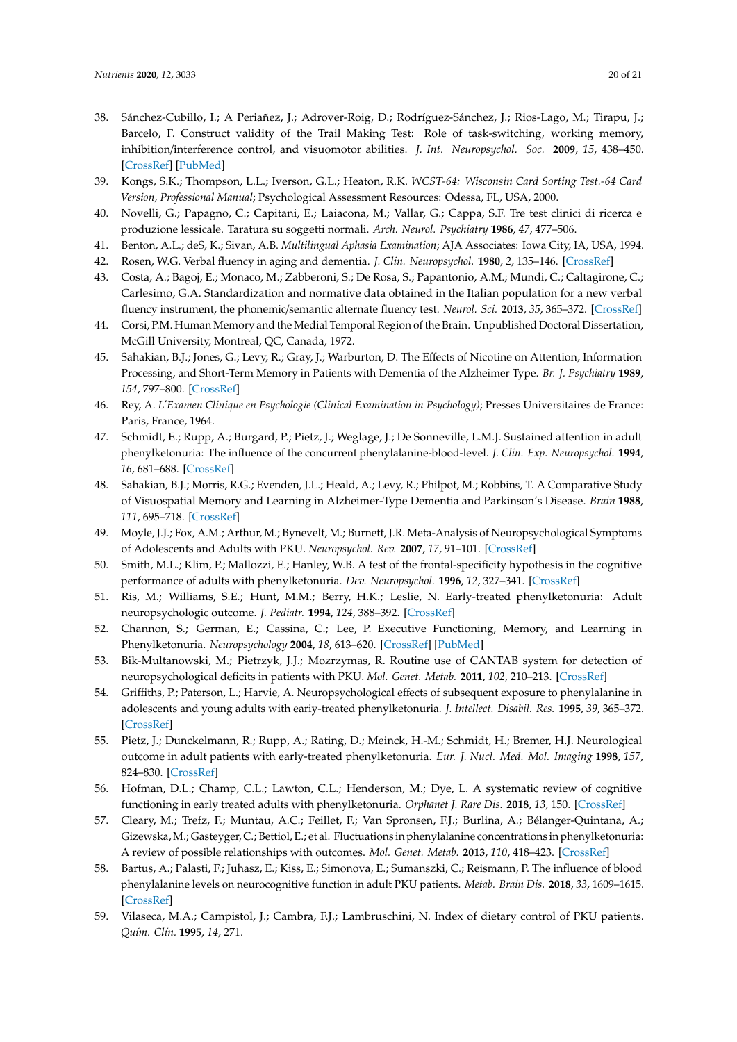38. Sánchez-Cubillo, I.; A Periañez, J.; Adrover-Roig, D.; Rodríguez-Sánchez, J.; Rios-Lago, M.; Tirapu, J.; Barcelo, F. Construct validity of the Trail Making Test: Role of task-switching, working memory, inhibition/interference control, and visuomotor abilities. *J. Int. Neuropsychol. Soc.* **2009**, *15*, 438–450. [CrossRef] [PubMed]
39. Kongs, S.K.; Thompson, L.L.; Iverson, G.L.; Heaton, R.K. *WCST-64: Wisconsin Card Sorting Test.-64 Card Version, Professional Manual*; Psychological Assessment Resources: Odessa, FL, USA, 2000.
40. Novelli, G.; Papagno, C.; Capitani, E.; Laiacona, M.; Vallar, G.; Cappa, S.F. Tre test clinici di ricerca e produzione lessicale. Taratura su soggetti normali. *Arch. Neurol. Psychiatry* **1986**, *47*, 477–506.
41. Benton, A.L.; deS, K.; Sivan, A.B. *Multilingual Aphasia Examination*; AJA Associates: Iowa City, IA, USA, 1994.
42. Rosen, W.G. Verbal fluency in aging and dementia. *J. Clin. Neuropsychol.* **1980**, *2*, 135–146. [CrossRef]
43. Costa, A.; Bagoj, E.; Monaco, M.; Zabberoni, S.; De Rosa, S.; Papantonio, A.M.; Mundi, C.; Caltagirone, C.; Carlesimo, G.A. Standardization and normative data obtained in the Italian population for a new verbal fluency instrument, the phonemic/semantic alternate fluency test. *Neurol. Sci.* **2013**, *35*, 365–372. [CrossRef]
44. Corsi, P.M. Human Memory and the Medial Temporal Region of the Brain. Unpublished Doctoral Dissertation, McGill University, Montreal, QC, Canada, 1972.
45. Sahakian, B.J.; Jones, G.; Levy, R.; Gray, J.; Warburton, D. The Effects of Nicotine on Attention, Information Processing, and Short-Term Memory in Patients with Dementia of the Alzheimer Type. *Br. J. Psychiatry* **1989**, *154*, 797–800. [CrossRef]
46. Rey, A. *L'Examen Clinique en Psychologie (Clinical Examination in Psychology)*; Presses Universitaires de France: Paris, France, 1964.
47. Schmidt, E.; Rupp, A.; Burgard, P.; Pietz, J.; Weglage, J.; De Sonneville, L.M.J. Sustained attention in adult phenylketonuria: The influence of the concurrent phenylalanine-blood-level. *J. Clin. Exp. Neuropsychol.* **1994**, *16*, 681–688. [CrossRef]
48. Sahakian, B.J.; Morris, R.G.; Evenden, J.L.; Heald, A.; Levy, R.; Philpot, M.; Robbins, T. A Comparative Study of Visuospatial Memory and Learning in Alzheimer-Type Dementia and Parkinson's Disease. *Brain* **1988**, *111*, 695–718. [CrossRef]
49. Moyle, J.J.; Fox, A.M.; Arthur, M.; Bynevelt, M.; Burnett, J.R. Meta-Analysis of Neuropsychological Symptoms of Adolescents and Adults with PKU. *Neuropsychol. Rev.* **2007**, *17*, 91–101. [CrossRef]
50. Smith, M.L.; Klim, P.; Mallozzi, E.; Hanley, W.B. A test of the frontal-specificity hypothesis in the cognitive performance of adults with phenylketonuria. *Dev. Neuropsychol.* **1996**, *12*, 327–341. [CrossRef]
51. Ris, M.; Williams, S.E.; Hunt, M.M.; Berry, H.K.; Leslie, N. Early-treated phenylketonuria: Adult neuropsychologic outcome. *J. Pediatr.* **1994**, *124*, 388–392. [CrossRef]
52. Channon, S.; German, E.; Cassina, C.; Lee, P. Executive Functioning, Memory, and Learning in Phenylketonuria. *Neuropsychology* **2004**, *18*, 613–620. [CrossRef] [PubMed]
53. Bik-Multanowski, M.; Pietrzyk, J.J.; Mozrzymas, R. Routine use of CANTAB system for detection of neuropsychological deficits in patients with PKU. *Mol. Genet. Metab.* **2011**, *102*, 210–213. [CrossRef]
54. Griffiths, P.; Paterson, L.; Harvie, A. Neuropsychological effects of subsequent exposure to phenylalanine in adolescents and young adults with eariy-treated phenylketonuria. *J. Intellect. Disabil. Res.* **1995**, *39*, 365–372. [CrossRef]
55. Pietz, J.; Dunckelmann, R.; Rupp, A.; Rating, D.; Meinck, H.-M.; Schmidt, H.; Bremer, H.J. Neurological outcome in adult patients with early-treated phenylketonuria. *Eur. J. Nucl. Med. Mol. Imaging* **1998**, *157*, 824–830. [CrossRef]
56. Hofman, D.L.; Champ, C.L.; Lawton, C.L.; Henderson, M.; Dye, L. A systematic review of cognitive functioning in early treated adults with phenylketonuria. *Orphanet J. Rare Dis.* **2018**, *13*, 150. [CrossRef]
57. Cleary, M.; Trefz, F.; Muntau, A.C.; Feillet, F.; Van Spronsen, F.J.; Burlina, A.; Bélanger-Quintana, A.; Gizewska, M.; Gasteyger, C.; Bettiol, E.; et al. Fluctuations in phenylalanine concentrations in phenylketonuria: A review of possible relationships with outcomes. *Mol. Genet. Metab.* **2013**, *110*, 418–423. [CrossRef]
58. Bartus, A.; Palasti, F.; Juhasz, E.; Kiss, E.; Simonova, E.; Sumanszki, C.; Reismann, P. The influence of blood phenylalanine levels on neurocognitive function in adult PKU patients. *Metab. Brain Dis.* **2018**, *33*, 1609–1615. [CrossRef]
59. Vilaseca, M.A.; Campistol, J.; Cambra, F.J.; Lambruschini, N. Index of dietary control of PKU patients. *Quím. Clín.* **1995**, *14*, 271.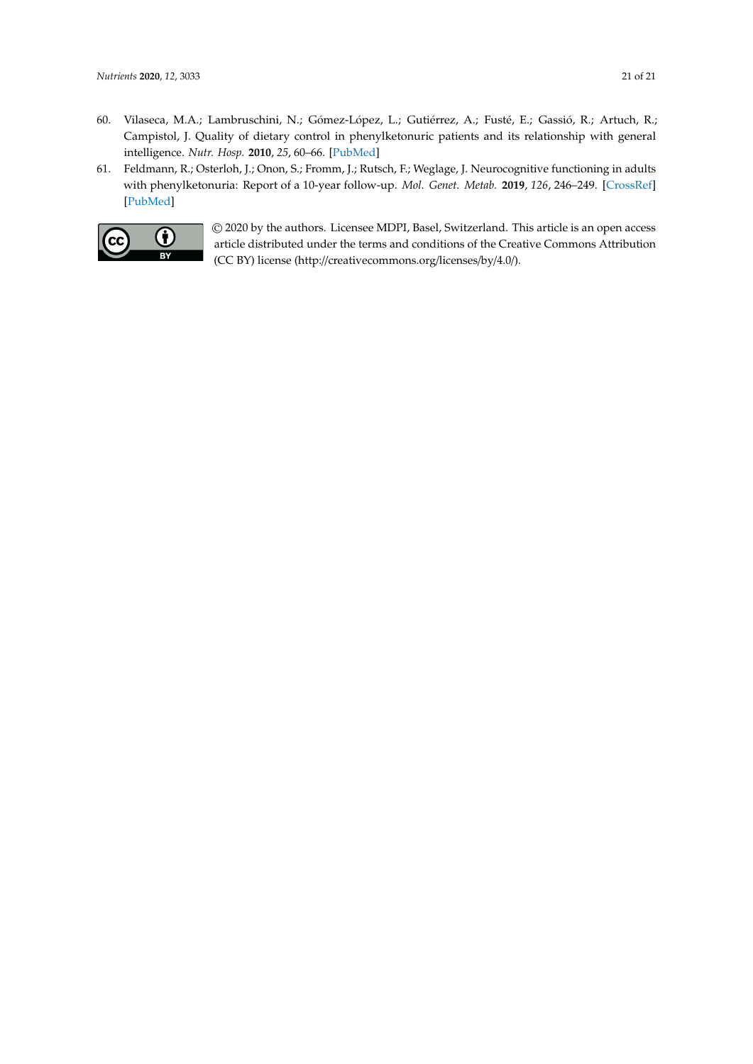60. Vilaseca, M.A.; Lambruschini, N.; Gómez-López, L.; Gutiérrez, A.; Fusté, E.; Gassió, R.; Artuch, R.; Campistol, J. Quality of dietary control in phenylketonuric patients and its relationship with general intelligence. *Nutr. Hosp.* **2010**, *25*, 60–66. [PubMed]
61. Feldmann, R.; Osterloh, J.; Onon, S.; Fromm, J.; Rutsch, F.; Weglage, J. Neurocognitive functioning in adults with phenylketonuria: Report of a 10-year follow-up. *Mol. Genet. Metab.* **2019**, *126*, 246–249. [CrossRef] [PubMed]

© 2020 by the authors. Licensee MDPI, Basel, Switzerland. This article is an open access article distributed under the terms and conditions of the Creative Commons Attribution (CC BY) license (http://creativecommons.org/licenses/by/4.0/).